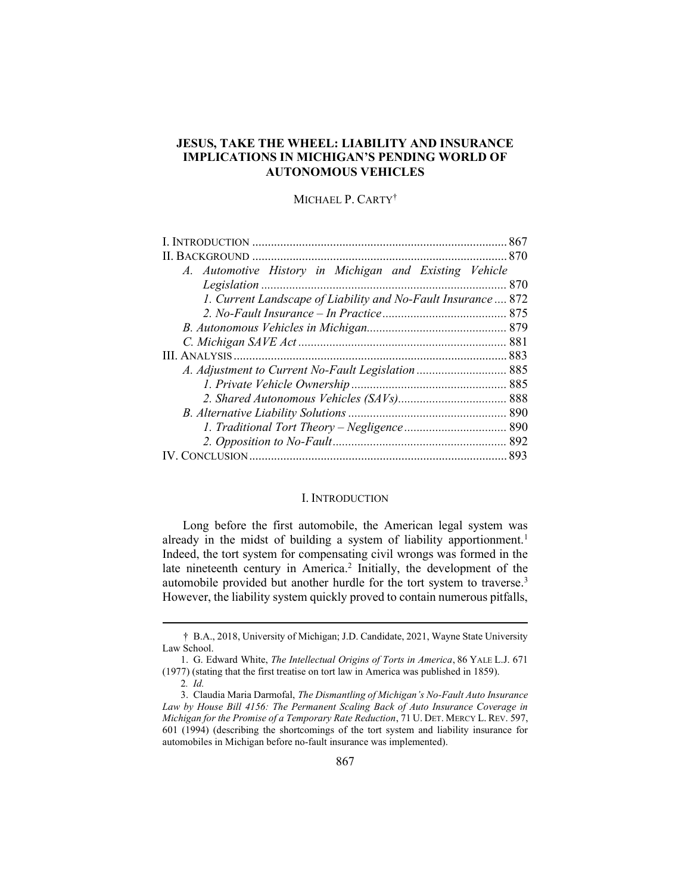# JESUS, TAKE THE WHEEL: LIABILITY AND INSURANCE IMPLICATIONS IN MICHIGAN'S PENDING WORLD OF AUTONOMOUS VEHICLES

MICHAEL P. CARTY[†]

I. INTRODUCTION ... 867
II. BACKGROUND ... 870
  A. Automotive History in Michigan and Existing Vehicle Legislation ... 870
    1. Current Landscape of Liability and No-Fault Insurance ... 872
    2. No-Fault Insurance – In Practice ... 875
  B. Autonomous Vehicles in Michigan ... 879
  C. Michigan SAVE Act ... 881
III. ANALYSIS ... 883
  A. Adjustment to Current No-Fault Legislation ... 885
    1. Private Vehicle Ownership ... 885
    2. Shared Autonomous Vehicles (SAVs) ... 888
  B. Alternative Liability Solutions ... 890
    1. Traditional Tort Theory – Negligence ... 890
    2. Opposition to No-Fault ... 892
IV. CONCLUSION ... 893

## I. INTRODUCTION

Long before the first automobile, the American legal system was already in the midst of building a system of liability apportionment.[1] Indeed, the tort system for compensating civil wrongs was formed in the late nineteenth century in America.[2] Initially, the development of the automobile provided but another hurdle for the tort system to traverse.[3] However, the liability system quickly proved to contain numerous pitfalls,

---

† B.A., 2018, University of Michigan; J.D. Candidate, 2021, Wayne State University Law School.

1. G. Edward White, *The Intellectual Origins of Torts in America*, 86 YALE L.J. 671 (1977) (stating that the first treatise on tort law in America was published in 1859).

2. *Id.*

3. Claudia Maria Darmofal, *The Dismantling of Michigan's No-Fault Auto Insurance Law by House Bill 4156: The Permanent Scaling Back of Auto Insurance Coverage in Michigan for the Promise of a Temporary Rate Reduction*, 71 U. DET. MERCY L. REV. 597, 601 (1994) (describing the shortcomings of the tort system and liability insurance for automobiles in Michigan before no-fault insurance was implemented).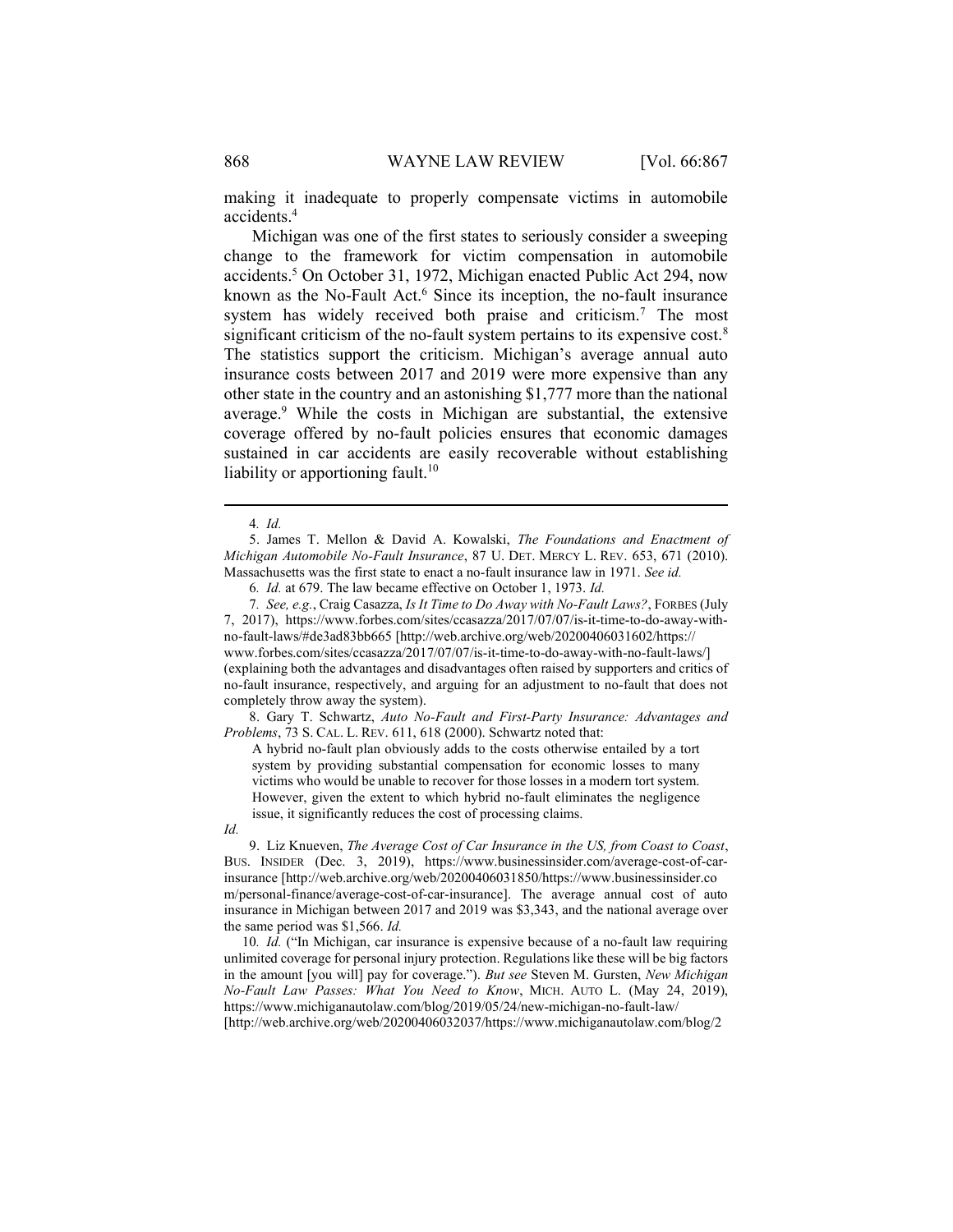making it inadequate to properly compensate victims in automobile accidents.[4]

Michigan was one of the first states to seriously consider a sweeping change to the framework for victim compensation in automobile accidents.[5] On October 31, 1972, Michigan enacted Public Act 294, now known as the No-Fault Act.[6] Since its inception, the no-fault insurance system has widely received both praise and criticism.[7] The most significant criticism of the no-fault system pertains to its expensive cost.[8] The statistics support the criticism. Michigan's average annual auto insurance costs between 2017 and 2019 were more expensive than any other state in the country and an astonishing $1,777 more than the national average.[9] While the costs in Michigan are substantial, the extensive coverage offered by no-fault policies ensures that economic damages sustained in car accidents are easily recoverable without establishing liability or apportioning fault.[10]

---

4. *Id.*

5. James T. Mellon & David A. Kowalski, *The Foundations and Enactment of Michigan Automobile No-Fault Insurance*, 87 U. DET. MERCY L. REV. 653, 671 (2010). Massachusetts was the first state to enact a no-fault insurance law in 1971. *See id.*

6. *Id.* at 679. The law became effective on October 1, 1973. *Id.*

7. *See, e.g.*, Craig Casazza, *Is It Time to Do Away with No-Fault Laws?*, FORBES (July 7, 2017), https://www.forbes.com/sites/ccasazza/2017/07/07/is-it-time-to-do-away-with-no-fault-laws/#de3ad83bb665 [http://web.archive.org/web/20200406031602/https://www.forbes.com/sites/ccasazza/2017/07/07/is-it-time-to-do-away-with-no-fault-laws/] (explaining both the advantages and disadvantages often raised by supporters and critics of no-fault insurance, respectively, and arguing for an adjustment to no-fault that does not completely throw away the system).

8. Gary T. Schwartz, *Auto No-Fault and First-Party Insurance: Advantages and Problems*, 73 S. CAL. L. REV. 611, 618 (2000). Schwartz noted that:

> A hybrid no-fault plan obviously adds to the costs otherwise entailed by a tort system by providing substantial compensation for economic losses to many victims who would be unable to recover for those losses in a modern tort system. However, given the extent to which hybrid no-fault eliminates the negligence issue, it significantly reduces the cost of processing claims.

*Id.*

9. Liz Knueven, *The Average Cost of Car Insurance in the US, from Coast to Coast*, BUS. INSIDER (Dec. 3, 2019), https://www.businessinsider.com/average-cost-of-car-insurance [http://web.archive.org/web/20200406031850/https://www.businessinsider.com/personal-finance/average-cost-of-car-insurance]. The average annual cost of auto insurance in Michigan between 2017 and 2019 was $3,343, and the national average over the same period was $1,566. *Id.*

10. *Id.* ("In Michigan, car insurance is expensive because of a no-fault law requiring unlimited coverage for personal injury protection. Regulations like these will be big factors in the amount [you will] pay for coverage."). *But see* Steven M. Gursten, *New Michigan No-Fault Law Passes: What You Need to Know*, MICH. AUTO L. (May 24, 2019), https://www.michiganautolaw.com/blog/2019/05/24/new-michigan-no-fault-law/ [http://web.archive.org/web/20200406032037/https://www.michiganautolaw.com/blog/2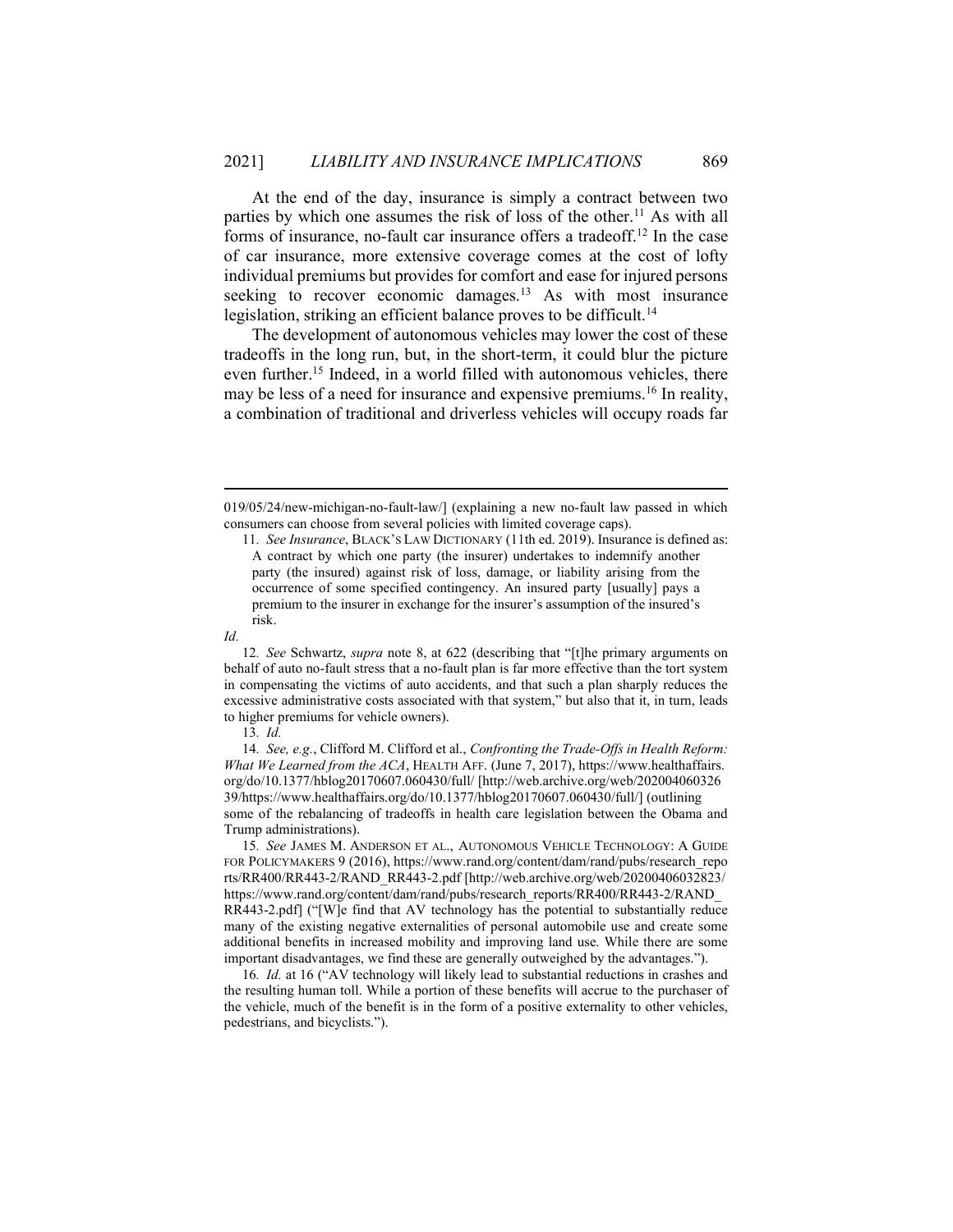At the end of the day, insurance is simply a contract between two parties by which one assumes the risk of loss of the other.[11] As with all forms of insurance, no-fault car insurance offers a tradeoff.[12] In the case of car insurance, more extensive coverage comes at the cost of lofty individual premiums but provides for comfort and ease for injured persons seeking to recover economic damages.[13] As with most insurance legislation, striking an efficient balance proves to be difficult.[14]

The development of autonomous vehicles may lower the cost of these tradeoffs in the long run, but, in the short-term, it could blur the picture even further.[15] Indeed, in a world filled with autonomous vehicles, there may be less of a need for insurance and expensive premiums.[16] In reality, a combination of traditional and driverless vehicles will occupy roads far

---

019/05/24/new-michigan-no-fault-law/] (explaining a new no-fault law passed in which consumers can choose from several policies with limited coverage caps).

11. *See Insurance*, BLACK'S LAW DICTIONARY (11th ed. 2019). Insurance is defined as:

> A contract by which one party (the insurer) undertakes to indemnify another party (the insured) against risk of loss, damage, or liability arising from the occurrence of some specified contingency. An insured party [usually] pays a premium to the insurer in exchange for the insurer's assumption of the insured's risk.

*Id.*

12. *See* Schwartz, *supra* note 8, at 622 (describing that "[t]he primary arguments on behalf of auto no-fault stress that a no-fault plan is far more effective than the tort system in compensating the victims of auto accidents, and that such a plan sharply reduces the excessive administrative costs associated with that system," but also that it, in turn, leads to higher premiums for vehicle owners).

13. *Id.*

14. *See, e.g.*, Clifford M. Clifford et al., *Confronting the Trade-Offs in Health Reform: What We Learned from the ACA*, HEALTH AFF. (June 7, 2017), https://www.healthaffairs.org/do/10.1377/hblog20170607.060430/full/ [http://web.archive.org/web/20200406032639/https://www.healthaffairs.org/do/10.1377/hblog20170607.060430/full/] (outlining some of the rebalancing of tradeoffs in health care legislation between the Obama and Trump administrations).

15. *See* JAMES M. ANDERSON ET AL., AUTONOMOUS VEHICLE TECHNOLOGY: A GUIDE FOR POLICYMAKERS 9 (2016), https://www.rand.org/content/dam/rand/pubs/research_reports/RR400/RR443-2/RAND_RR443-2.pdf [http://web.archive.org/web/20200406032823/https://www.rand.org/content/dam/rand/pubs/research_reports/RR400/RR443-2/RAND_RR443-2.pdf] ("[W]e find that AV technology has the potential to substantially reduce many of the existing negative externalities of personal automobile use and create some additional benefits in increased mobility and improving land use. While there are some important disadvantages, we find these are generally outweighed by the advantages.").

16. *Id.* at 16 ("AV technology will likely lead to substantial reductions in crashes and the resulting human toll. While a portion of these benefits will accrue to the purchaser of the vehicle, much of the benefit is in the form of a positive externality to other vehicles, pedestrians, and bicyclists.").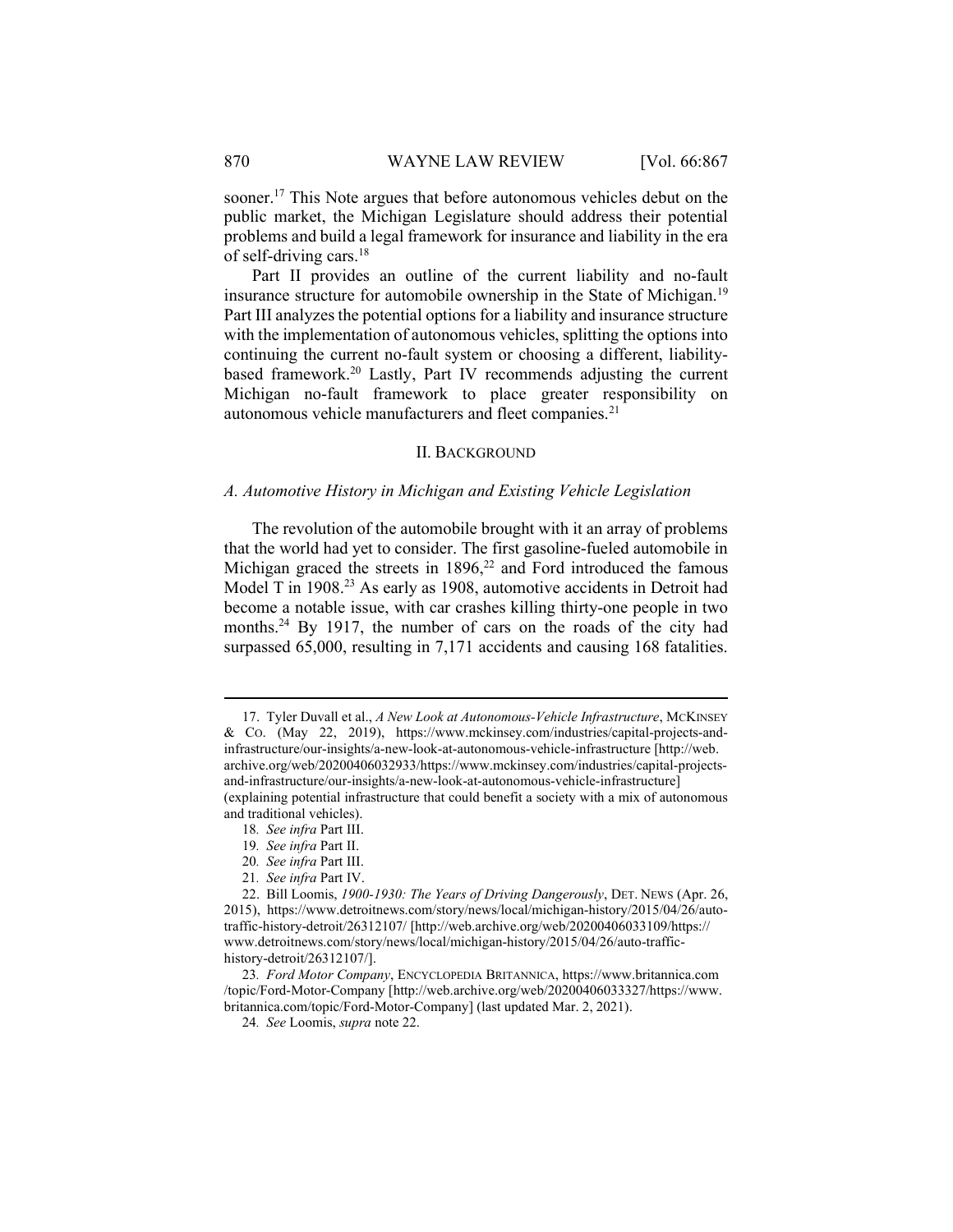sooner.[17] This Note argues that before autonomous vehicles debut on the public market, the Michigan Legislature should address their potential problems and build a legal framework for insurance and liability in the era of self-driving cars.[18]

Part II provides an outline of the current liability and no-fault insurance structure for automobile ownership in the State of Michigan.[19] Part III analyzes the potential options for a liability and insurance structure with the implementation of autonomous vehicles, splitting the options into continuing the current no-fault system or choosing a different, liability-based framework.[20] Lastly, Part IV recommends adjusting the current Michigan no-fault framework to place greater responsibility on autonomous vehicle manufacturers and fleet companies.[21]

## II. BACKGROUND

### *A. Automotive History in Michigan and Existing Vehicle Legislation*

The revolution of the automobile brought with it an array of problems that the world had yet to consider. The first gasoline-fueled automobile in Michigan graced the streets in 1896,[22] and Ford introduced the famous Model T in 1908.[23] As early as 1908, automotive accidents in Detroit had become a notable issue, with car crashes killing thirty-one people in two months.[24] By 1917, the number of cars on the roads of the city had surpassed 65,000, resulting in 7,171 accidents and causing 168 fatalities.

---

17. Tyler Duvall et al., *A New Look at Autonomous-Vehicle Infrastructure*, MCKINSEY & CO. (May 22, 2019), https://www.mckinsey.com/industries/capital-projects-and-infrastructure/our-insights/a-new-look-at-autonomous-vehicle-infrastructure [http://web.archive.org/web/20200406032933/https://www.mckinsey.com/industries/capital-projects-and-infrastructure/our-insights/a-new-look-at-autonomous-vehicle-infrastructure] (explaining potential infrastructure that could benefit a society with a mix of autonomous and traditional vehicles).

18. *See infra* Part III.

19. *See infra* Part II.

20. *See infra* Part III.

21. *See infra* Part IV.

22. Bill Loomis, *1900-1930: The Years of Driving Dangerously*, DET. NEWS (Apr. 26, 2015), https://www.detroitnews.com/story/news/local/michigan-history/2015/04/26/auto-traffic-history-detroit/26312107/ [http://web.archive.org/web/20200406033109/https://www.detroitnews.com/story/news/local/michigan-history/2015/04/26/auto-traffic-history-detroit/26312107/].

23. *Ford Motor Company*, ENCYCLOPEDIA BRITANNICA, https://www.britannica.com/topic/Ford-Motor-Company [http://web.archive.org/web/20200406033327/https://www.britannica.com/topic/Ford-Motor-Company] (last updated Mar. 2, 2021).

24. *See* Loomis, *supra* note 22.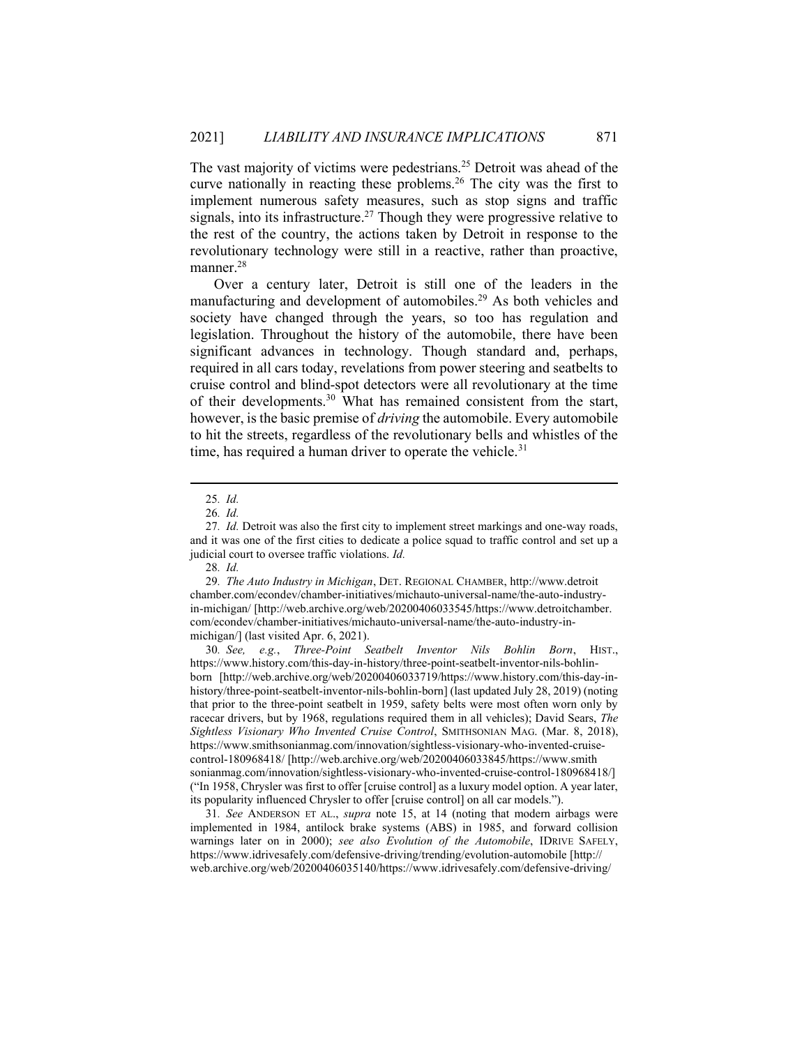The vast majority of victims were pedestrians.[25] Detroit was ahead of the curve nationally in reacting these problems.[26] The city was the first to implement numerous safety measures, such as stop signs and traffic signals, into its infrastructure.[27] Though they were progressive relative to the rest of the country, the actions taken by Detroit in response to the revolutionary technology were still in a reactive, rather than proactive, manner.[28]

Over a century later, Detroit is still one of the leaders in the manufacturing and development of automobiles.[29] As both vehicles and society have changed through the years, so too has regulation and legislation. Throughout the history of the automobile, there have been significant advances in technology. Though standard and, perhaps, required in all cars today, revelations from power steering and seatbelts to cruise control and blind-spot detectors were all revolutionary at the time of their developments.[30] What has remained consistent from the start, however, is the basic premise of *driving* the automobile. Every automobile to hit the streets, regardless of the revolutionary bells and whistles of the time, has required a human driver to operate the vehicle.[31]

---

25. *Id.*

26. *Id.*

27. *Id.* Detroit was also the first city to implement street markings and one-way roads, and it was one of the first cities to dedicate a police squad to traffic control and set up a judicial court to oversee traffic violations. *Id.*

28. *Id.*

29. *The Auto Industry in Michigan*, DET. REGIONAL CHAMBER, http://www.detroitchamber.com/econdev/chamber-initiatives/michauto-universal-name/the-auto-industry-in-michigan/ [http://web.archive.org/web/20200406033545/https://www.detroitchamber.com/econdev/chamber-initiatives/michauto-universal-name/the-auto-industry-in-michigan/] (last visited Apr. 6, 2021).

30. *See, e.g.*, *Three-Point Seatbelt Inventor Nils Bohlin Born*, HIST., https://www.history.com/this-day-in-history/three-point-seatbelt-inventor-nils-bohlin-born [http://web.archive.org/web/20200406033719/https://www.history.com/this-day-in-history/three-point-seatbelt-inventor-nils-bohlin-born] (last updated July 28, 2019) (noting that prior to the three-point seatbelt in 1959, safety belts were most often worn only by racecar drivers, but by 1968, regulations required them in all vehicles); David Sears, *The Sightless Visionary Who Invented Cruise Control*, SMITHSONIAN MAG. (Mar. 8, 2018), https://www.smithsonianmag.com/innovation/sightless-visionary-who-invented-cruise-control-180968418/ [http://web.archive.org/web/20200406033845/https://www.smithsonianmag.com/innovation/sightless-visionary-who-invented-cruise-control-180968418/] ("In 1958, Chrysler was first to offer [cruise control] as a luxury model option. A year later, its popularity influenced Chrysler to offer [cruise control] on all car models.").

31. *See* ANDERSON ET AL., *supra* note 15, at 14 (noting that modern airbags were implemented in 1984, antilock brake systems (ABS) in 1985, and forward collision warnings later on in 2000); *see also Evolution of the Automobile*, IDRIVE SAFELY, https://www.idrivesafely.com/defensive-driving/trending/evolution-automobile [http://web.archive.org/web/20200406035140/https://www.idrivesafely.com/defensive-driving/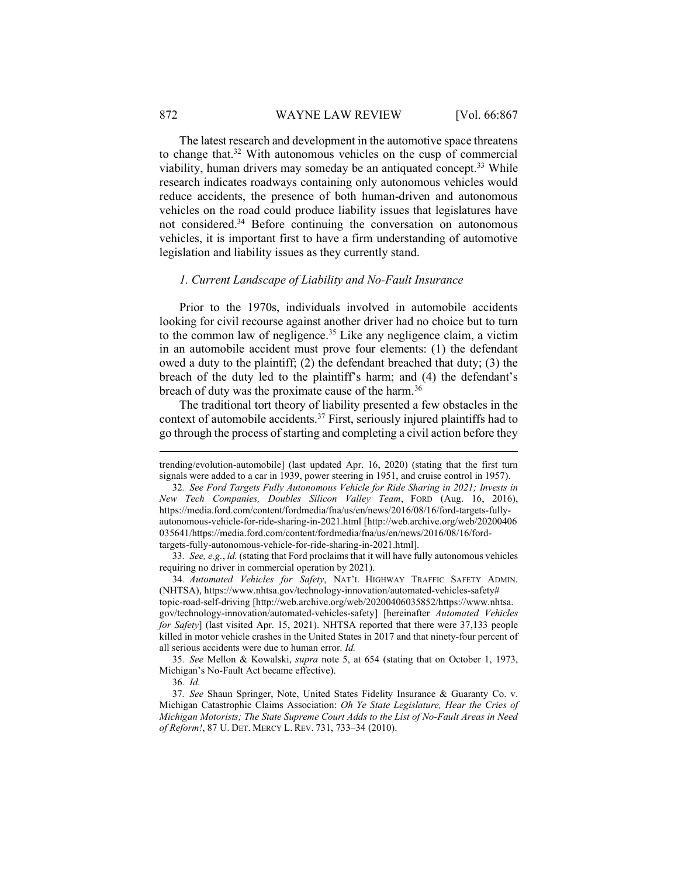The latest research and development in the automotive space threatens to change that.[32] With autonomous vehicles on the cusp of commercial viability, human drivers may someday be an antiquated concept.[33] While research indicates roadways containing only autonomous vehicles would reduce accidents, the presence of both human-driven and autonomous vehicles on the road could produce liability issues that legislatures have not considered.[34] Before continuing the conversation on autonomous vehicles, it is important first to have a firm understanding of automotive legislation and liability issues as they currently stand.

### *1. Current Landscape of Liability and No-Fault Insurance*

Prior to the 1970s, individuals involved in automobile accidents looking for civil recourse against another driver had no choice but to turn to the common law of negligence.[35] Like any negligence claim, a victim in an automobile accident must prove four elements: (1) the defendant owed a duty to the plaintiff; (2) the defendant breached that duty; (3) the breach of the duty led to the plaintiff's harm; and (4) the defendant's breach of duty was the proximate cause of the harm.[36]

The traditional tort theory of liability presented a few obstacles in the context of automobile accidents.[37] First, seriously injured plaintiffs had to go through the process of starting and completing a civil action before they

---

trending/evolution-automobile] (last updated Apr. 16, 2020) (stating that the first turn signals were added to a car in 1939, power steering in 1951, and cruise control in 1957).

32. *See Ford Targets Fully Autonomous Vehicle for Ride Sharing in 2021; Invests in New Tech Companies, Doubles Silicon Valley Team*, FORD (Aug. 16, 2016), https://media.ford.com/content/fordmedia/fna/us/en/news/2016/08/16/ford-targets-fully-autonomous-vehicle-for-ride-sharing-in-2021.html [http://web.archive.org/web/20200406035641/https://media.ford.com/content/fordmedia/fna/us/en/news/2016/08/16/ford-targets-fully-autonomous-vehicle-for-ride-sharing-in-2021.html].

33. *See, e.g.*, *id.* (stating that Ford proclaims that it will have fully autonomous vehicles requiring no driver in commercial operation by 2021).

34. *Automated Vehicles for Safety*, NAT'L HIGHWAY TRAFFIC SAFETY ADMIN. (NHTSA), https://www.nhtsa.gov/technology-innovation/automated-vehicles-safety#topic-road-self-driving [http://web.archive.org/web/20200406035852/https://www.nhtsa.gov/technology-innovation/automated-vehicles-safety] [hereinafter *Automated Vehicles for Safety*] (last visited Apr. 15, 2021). NHTSA reported that there were 37,133 people killed in motor vehicle crashes in the United States in 2017 and that ninety-four percent of all serious accidents were due to human error. *Id.*

35. *See* Mellon & Kowalski, *supra* note 5, at 654 (stating that on October 1, 1973, Michigan's No-Fault Act became effective).

36. *Id.*

37. *See* Shaun Springer, Note, United States Fidelity Insurance & Guaranty Co. v. Michigan Catastrophic Claims Association: *Oh Ye State Legislature, Hear the Cries of Michigan Motorists; The State Supreme Court Adds to the List of No-Fault Areas in Need of Reform!*, 87 U. DET. MERCY L. REV. 731, 733–34 (2010).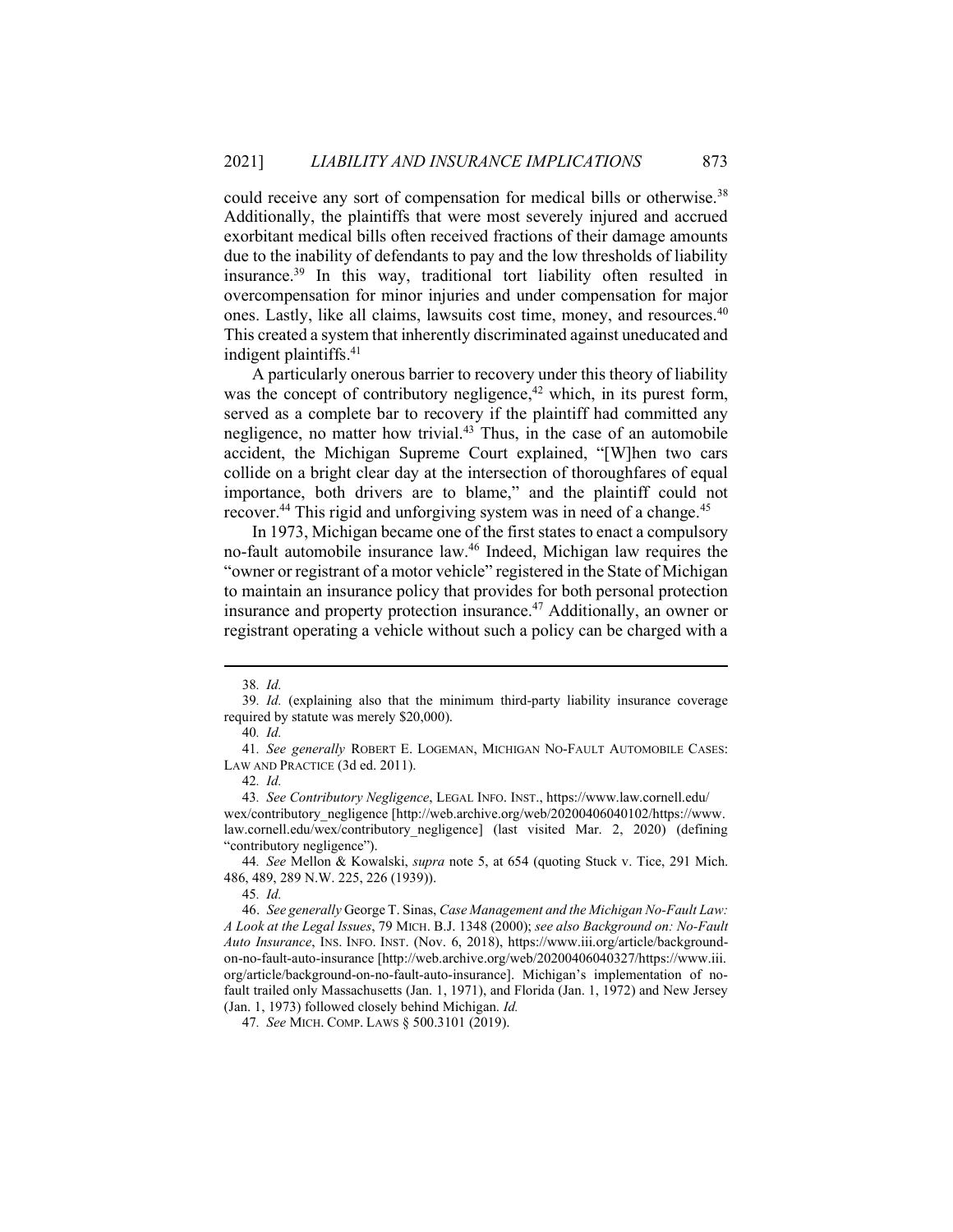could receive any sort of compensation for medical bills or otherwise.[38] Additionally, the plaintiffs that were most severely injured and accrued exorbitant medical bills often received fractions of their damage amounts due to the inability of defendants to pay and the low thresholds of liability insurance.[39] In this way, traditional tort liability often resulted in overcompensation for minor injuries and under compensation for major ones. Lastly, like all claims, lawsuits cost time, money, and resources.[40] This created a system that inherently discriminated against uneducated and indigent plaintiffs.[41]

A particularly onerous barrier to recovery under this theory of liability was the concept of contributory negligence,[42] which, in its purest form, served as a complete bar to recovery if the plaintiff had committed any negligence, no matter how trivial.[43] Thus, in the case of an automobile accident, the Michigan Supreme Court explained, "[W]hen two cars collide on a bright clear day at the intersection of thoroughfares of equal importance, both drivers are to blame," and the plaintiff could not recover.[44] This rigid and unforgiving system was in need of a change.[45]

In 1973, Michigan became one of the first states to enact a compulsory no-fault automobile insurance law.[46] Indeed, Michigan law requires the "owner or registrant of a motor vehicle" registered in the State of Michigan to maintain an insurance policy that provides for both personal protection insurance and property protection insurance.[47] Additionally, an owner or registrant operating a vehicle without such a policy can be charged with a

---

38. *Id.*

39. *Id.* (explaining also that the minimum third-party liability insurance coverage required by statute was merely $20,000).

40. *Id.*

41. *See generally* ROBERT E. LOGEMAN, MICHIGAN NO-FAULT AUTOMOBILE CASES: LAW AND PRACTICE (3d ed. 2011).

42. *Id.*

43. *See Contributory Negligence*, LEGAL INFO. INST., https://www.law.cornell.edu/wex/contributory_negligence [http://web.archive.org/web/20200406040102/https://www.law.cornell.edu/wex/contributory_negligence] (last visited Mar. 2, 2020) (defining "contributory negligence").

44. *See* Mellon & Kowalski, *supra* note 5, at 654 (quoting Stuck v. Tice, 291 Mich. 486, 489, 289 N.W. 225, 226 (1939)).

45. *Id.*

46. *See generally* George T. Sinas, *Case Management and the Michigan No-Fault Law: A Look at the Legal Issues*, 79 MICH. B.J. 1348 (2000); *see also Background on: No-Fault Auto Insurance*, INS. INFO. INST. (Nov. 6, 2018), https://www.iii.org/article/background-on-no-fault-auto-insurance [http://web.archive.org/web/20200406040327/https://www.iii.org/article/background-on-no-fault-auto-insurance]. Michigan's implementation of no-fault trailed only Massachusetts (Jan. 1, 1971), and Florida (Jan. 1, 1972) and New Jersey (Jan. 1, 1973) followed closely behind Michigan. *Id.*

47. *See* MICH. COMP. LAWS § 500.3101 (2019).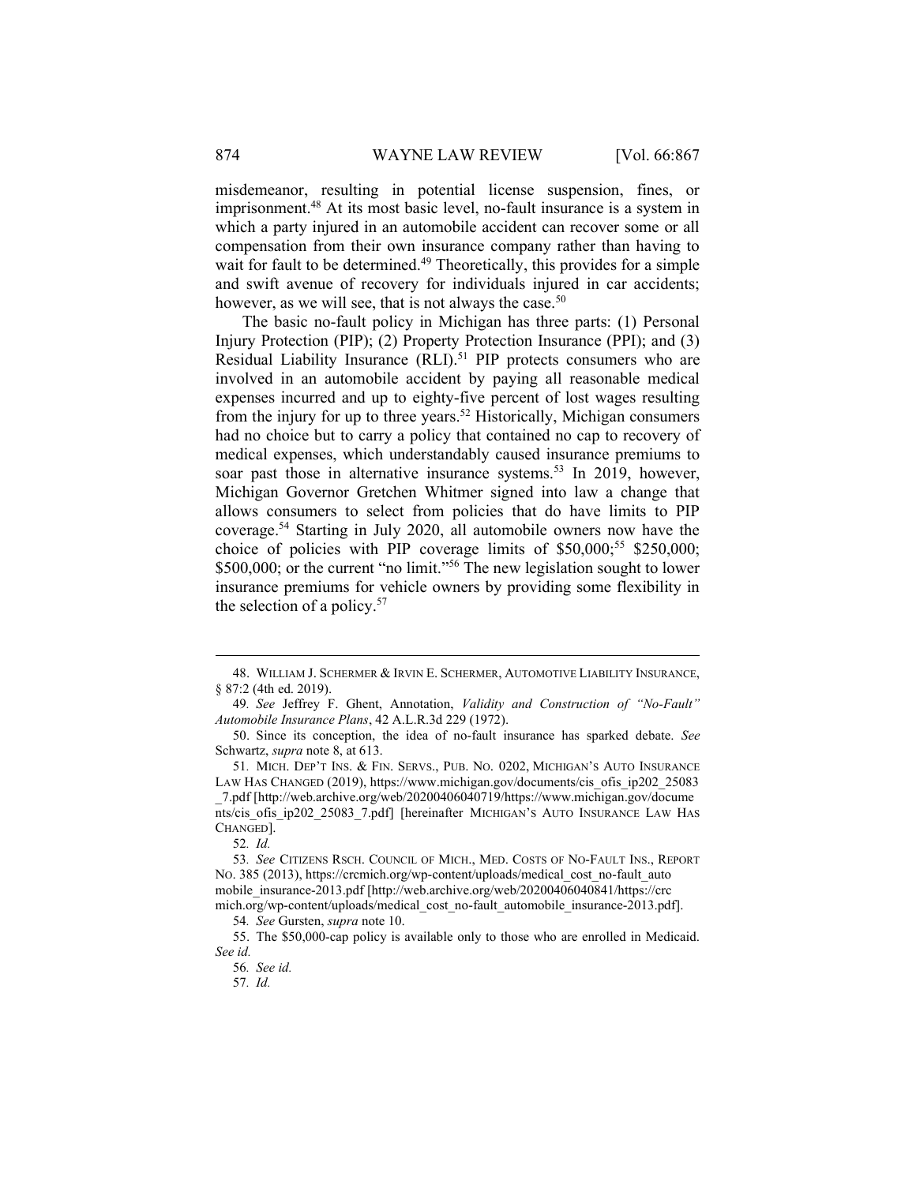misdemeanor, resulting in potential license suspension, fines, or imprisonment.[48] At its most basic level, no-fault insurance is a system in which a party injured in an automobile accident can recover some or all compensation from their own insurance company rather than having to wait for fault to be determined.[49] Theoretically, this provides for a simple and swift avenue of recovery for individuals injured in car accidents; however, as we will see, that is not always the case.[50]

The basic no-fault policy in Michigan has three parts: (1) Personal Injury Protection (PIP); (2) Property Protection Insurance (PPI); and (3) Residual Liability Insurance (RLI).[51] PIP protects consumers who are involved in an automobile accident by paying all reasonable medical expenses incurred and up to eighty-five percent of lost wages resulting from the injury for up to three years.[52] Historically, Michigan consumers had no choice but to carry a policy that contained no cap to recovery of medical expenses, which understandably caused insurance premiums to soar past those in alternative insurance systems.[53] In 2019, however, Michigan Governor Gretchen Whitmer signed into law a change that allows consumers to select from policies that do have limits to PIP coverage.[54] Starting in July 2020, all automobile owners now have the choice of policies with PIP coverage limits of $50,000;[55] $250,000; $500,000; or the current "no limit."[56] The new legislation sought to lower insurance premiums for vehicle owners by providing some flexibility in the selection of a policy.[57]

---

48. WILLIAM J. SCHERMER & IRVIN E. SCHERMER, AUTOMOTIVE LIABILITY INSURANCE, § 87:2 (4th ed. 2019).

49. *See* Jeffrey F. Ghent, Annotation, *Validity and Construction of "No-Fault" Automobile Insurance Plans*, 42 A.L.R.3d 229 (1972).

50. Since its conception, the idea of no-fault insurance has sparked debate. *See* Schwartz, *supra* note 8, at 613.

51. MICH. DEP'T INS. & FIN. SERVS., PUB. NO. 0202, MICHIGAN'S AUTO INSURANCE LAW HAS CHANGED (2019), https://www.michigan.gov/documents/cis_ofis_ip202_25083_7.pdf [http://web.archive.org/web/20200406040719/https://www.michigan.gov/documents/cis_ofis_ip202_25083_7.pdf] [hereinafter MICHIGAN'S AUTO INSURANCE LAW HAS CHANGED].

52. *Id.*

53. *See* CITIZENS RSCH. COUNCIL OF MICH., MED. COSTS OF NO-FAULT INS., REPORT NO. 385 (2013), https://crcmich.org/wp-content/uploads/medical_cost_no-fault_automobile_insurance-2013.pdf [http://web.archive.org/web/20200406040841/https://crcmich.org/wp-content/uploads/medical_cost_no-fault_automobile_insurance-2013.pdf].

54. *See* Gursten, *supra* note 10.

55. The $50,000-cap policy is available only to those who are enrolled in Medicaid. *See id.*

56. *See id.*

57. *Id.*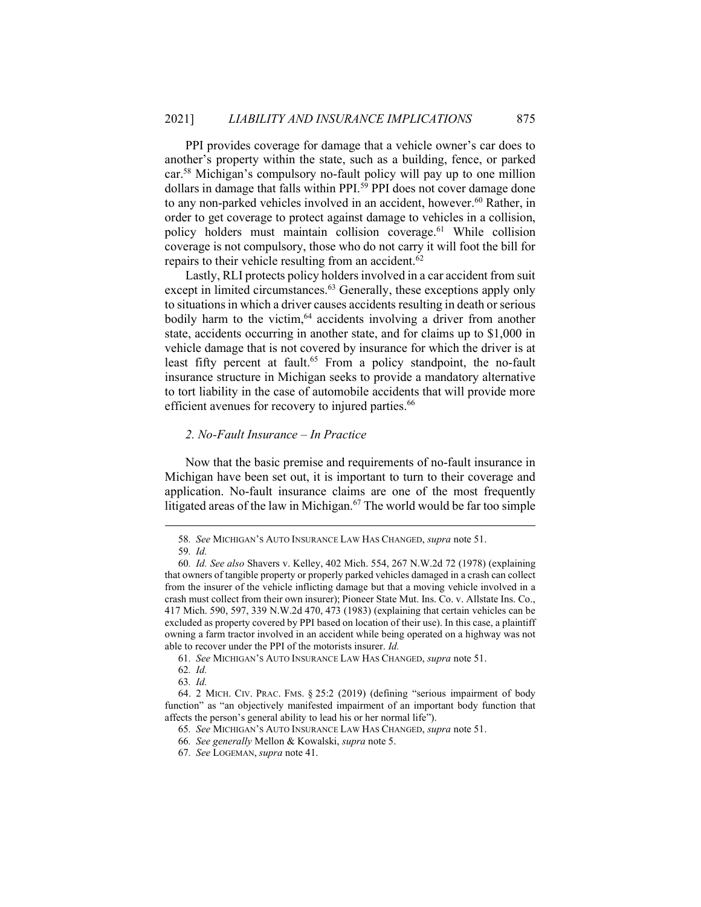PPI provides coverage for damage that a vehicle owner's car does to another's property within the state, such as a building, fence, or parked car.[58] Michigan's compulsory no-fault policy will pay up to one million dollars in damage that falls within PPI.[59] PPI does not cover damage done to any non-parked vehicles involved in an accident, however.[60] Rather, in order to get coverage to protect against damage to vehicles in a collision, policy holders must maintain collision coverage.[61] While collision coverage is not compulsory, those who do not carry it will foot the bill for repairs to their vehicle resulting from an accident.[62]

Lastly, RLI protects policy holders involved in a car accident from suit except in limited circumstances.[63] Generally, these exceptions apply only to situations in which a driver causes accidents resulting in death or serious bodily harm to the victim,[64] accidents involving a driver from another state, accidents occurring in another state, and for claims up to $1,000 in vehicle damage that is not covered by insurance for which the driver is at least fifty percent at fault.[65] From a policy standpoint, the no-fault insurance structure in Michigan seeks to provide a mandatory alternative to tort liability in the case of automobile accidents that will provide more efficient avenues for recovery to injured parties.[66]

### *2. No-Fault Insurance – In Practice*

Now that the basic premise and requirements of no-fault insurance in Michigan have been set out, it is important to turn to their coverage and application. No-fault insurance claims are one of the most frequently litigated areas of the law in Michigan.[67] The world would be far too simple

---

58. *See* MICHIGAN'S AUTO INSURANCE LAW HAS CHANGED, *supra* note 51.

59. *Id.*

60. *Id. See also* Shavers v. Kelley, 402 Mich. 554, 267 N.W.2d 72 (1978) (explaining that owners of tangible property or properly parked vehicles damaged in a crash can collect from the insurer of the vehicle inflicting damage but that a moving vehicle involved in a crash must collect from their own insurer); Pioneer State Mut. Ins. Co. v. Allstate Ins. Co., 417 Mich. 590, 597, 339 N.W.2d 470, 473 (1983) (explaining that certain vehicles can be excluded as property covered by PPI based on location of their use). In this case, a plaintiff owning a farm tractor involved in an accident while being operated on a highway was not able to recover under the PPI of the motorists insurer. *Id.*

61. *See* MICHIGAN'S AUTO INSURANCE LAW HAS CHANGED, *supra* note 51.

62. *Id.*

63. *Id.*

64. 2 MICH. CIV. PRAC. FMS. § 25:2 (2019) (defining "serious impairment of body function" as "an objectively manifested impairment of an important body function that affects the person's general ability to lead his or her normal life").

65. *See* MICHIGAN'S AUTO INSURANCE LAW HAS CHANGED, *supra* note 51.

66. *See generally* Mellon & Kowalski, *supra* note 5.

67. *See* LOGEMAN, *supra* note 41.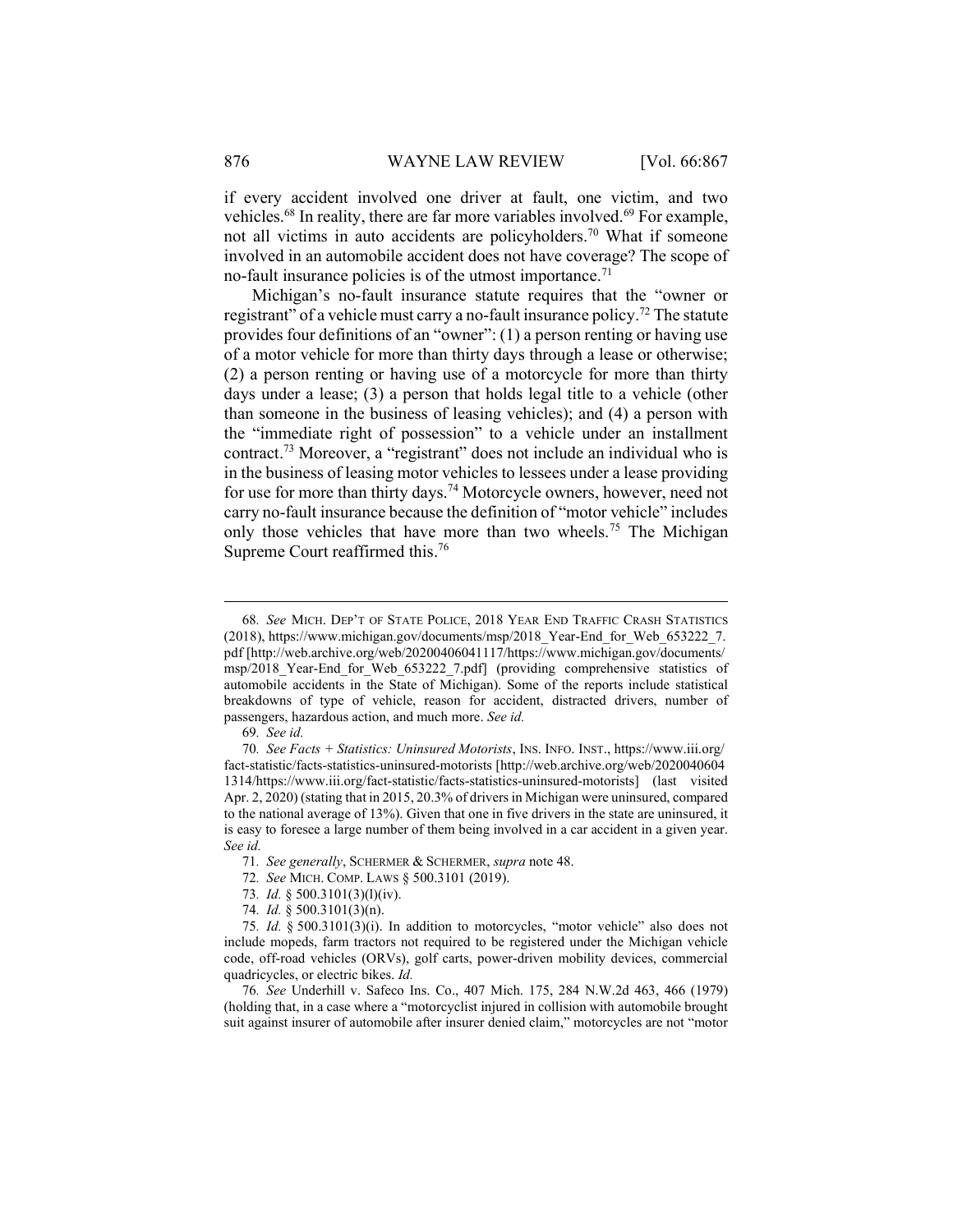if every accident involved one driver at fault, one victim, and two vehicles.[68] In reality, there are far more variables involved.[69] For example, not all victims in auto accidents are policyholders.[70] What if someone involved in an automobile accident does not have coverage? The scope of no-fault insurance policies is of the utmost importance.[71]

Michigan's no-fault insurance statute requires that the "owner or registrant" of a vehicle must carry a no-fault insurance policy.[72] The statute provides four definitions of an "owner": (1) a person renting or having use of a motor vehicle for more than thirty days through a lease or otherwise; (2) a person renting or having use of a motorcycle for more than thirty days under a lease; (3) a person that holds legal title to a vehicle (other than someone in the business of leasing vehicles); and (4) a person with the "immediate right of possession" to a vehicle under an installment contract.[73] Moreover, a "registrant" does not include an individual who is in the business of leasing motor vehicles to lessees under a lease providing for use for more than thirty days.[74] Motorcycle owners, however, need not carry no-fault insurance because the definition of "motor vehicle" includes only those vehicles that have more than two wheels.[75] The Michigan Supreme Court reaffirmed this.[76]

---

68. *See* MICH. DEP'T OF STATE POLICE, 2018 YEAR END TRAFFIC CRASH STATISTICS (2018), https://www.michigan.gov/documents/msp/2018_Year-End_for_Web_653222_7.pdf [http://web.archive.org/web/20200406041117/https://www.michigan.gov/documents/msp/2018_Year-End_for_Web_653222_7.pdf] (providing comprehensive statistics of automobile accidents in the State of Michigan). Some of the reports include statistical breakdowns of type of vehicle, reason for accident, distracted drivers, number of passengers, hazardous action, and much more. *See id.*

69. *See id.*

70. *See Facts + Statistics: Uninsured Motorists*, INS. INFO. INST., https://www.iii.org/fact-statistic/facts-statistics-uninsured-motorists [http://web.archive.org/web/20200406041314/https://www.iii.org/fact-statistic/facts-statistics-uninsured-motorists] (last visited Apr. 2, 2020) (stating that in 2015, 20.3% of drivers in Michigan were uninsured, compared to the national average of 13%). Given that one in five drivers in the state are uninsured, it is easy to foresee a large number of them being involved in a car accident in a given year. *See id.*

71. *See generally*, SCHERMER & SCHERMER, *supra* note 48.

72. *See* MICH. COMP. LAWS § 500.3101 (2019).

73. *Id.* § 500.3101(3)(l)(iv).

74. *Id.* § 500.3101(3)(n).

75. *Id.* § 500.3101(3)(i). In addition to motorcycles, "motor vehicle" also does not include mopeds, farm tractors not required to be registered under the Michigan vehicle code, off-road vehicles (ORVs), golf carts, power-driven mobility devices, commercial quadricycles, or electric bikes. *Id.*

76. *See* Underhill v. Safeco Ins. Co., 407 Mich. 175, 284 N.W.2d 463, 466 (1979) (holding that, in a case where a "motorcyclist injured in collision with automobile brought suit against insurer of automobile after insurer denied claim," motorcycles are not "motor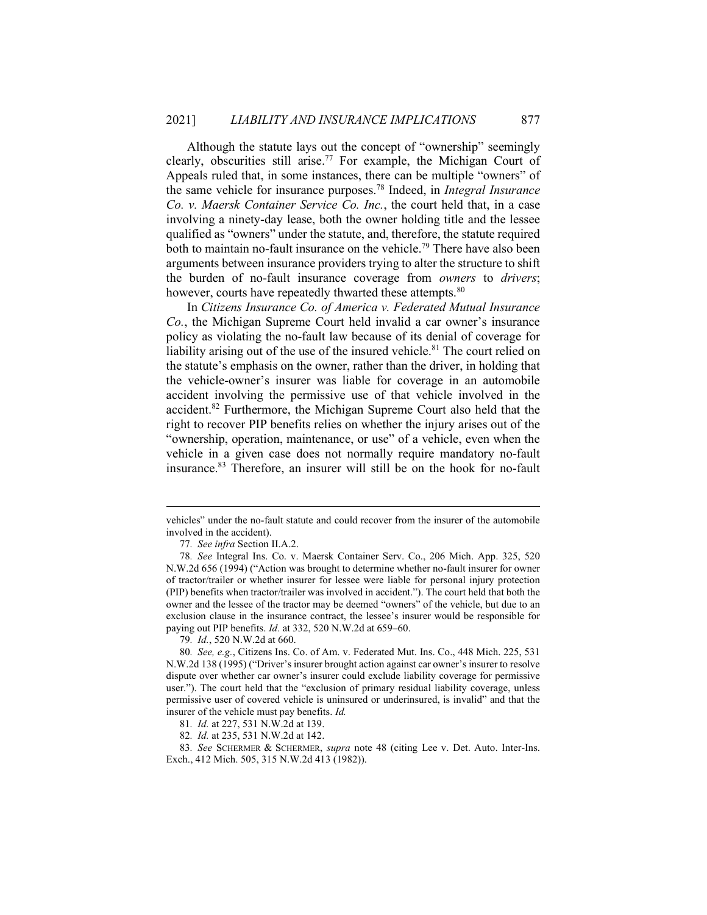Although the statute lays out the concept of "ownership" seemingly clearly, obscurities still arise.[77] For example, the Michigan Court of Appeals ruled that, in some instances, there can be multiple "owners" of the same vehicle for insurance purposes.[78] Indeed, in *Integral Insurance Co. v. Maersk Container Service Co. Inc.*, the court held that, in a case involving a ninety-day lease, both the owner holding title and the lessee qualified as "owners" under the statute, and, therefore, the statute required both to maintain no-fault insurance on the vehicle.[79] There have also been arguments between insurance providers trying to alter the structure to shift the burden of no-fault insurance coverage from *owners* to *drivers*; however, courts have repeatedly thwarted these attempts.[80]

In *Citizens Insurance Co. of America v. Federated Mutual Insurance Co.*, the Michigan Supreme Court held invalid a car owner's insurance policy as violating the no-fault law because of its denial of coverage for liability arising out of the use of the insured vehicle.[81] The court relied on the statute's emphasis on the owner, rather than the driver, in holding that the vehicle-owner's insurer was liable for coverage in an automobile accident involving the permissive use of that vehicle involved in the accident.[82] Furthermore, the Michigan Supreme Court also held that the right to recover PIP benefits relies on whether the injury arises out of the "ownership, operation, maintenance, or use" of a vehicle, even when the vehicle in a given case does not normally require mandatory no-fault insurance.[83] Therefore, an insurer will still be on the hook for no-fault

---

vehicles" under the no-fault statute and could recover from the insurer of the automobile involved in the accident).

77. *See infra* Section II.A.2.

78. *See* Integral Ins. Co. v. Maersk Container Serv. Co., 206 Mich. App. 325, 520 N.W.2d 656 (1994) ("Action was brought to determine whether no-fault insurer for owner of tractor/trailer or whether insurer for lessee were liable for personal injury protection (PIP) benefits when tractor/trailer was involved in accident."). The court held that both the owner and the lessee of the tractor may be deemed "owners" of the vehicle, but due to an exclusion clause in the insurance contract, the lessee's insurer would be responsible for paying out PIP benefits. *Id.* at 332, 520 N.W.2d at 659–60.

79. *Id.*, 520 N.W.2d at 660.

80. *See, e.g.*, Citizens Ins. Co. of Am. v. Federated Mut. Ins. Co., 448 Mich. 225, 531 N.W.2d 138 (1995) ("Driver's insurer brought action against car owner's insurer to resolve dispute over whether car owner's insurer could exclude liability coverage for permissive user."). The court held that the "exclusion of primary residual liability coverage, unless permissive user of covered vehicle is uninsured or underinsured, is invalid" and that the insurer of the vehicle must pay benefits. *Id.*

81. *Id.* at 227, 531 N.W.2d at 139.

82. *Id.* at 235, 531 N.W.2d at 142.

83. *See* SCHERMER & SCHERMER, *supra* note 48 (citing Lee v. Det. Auto. Inter-Ins. Exch., 412 Mich. 505, 315 N.W.2d 413 (1982)).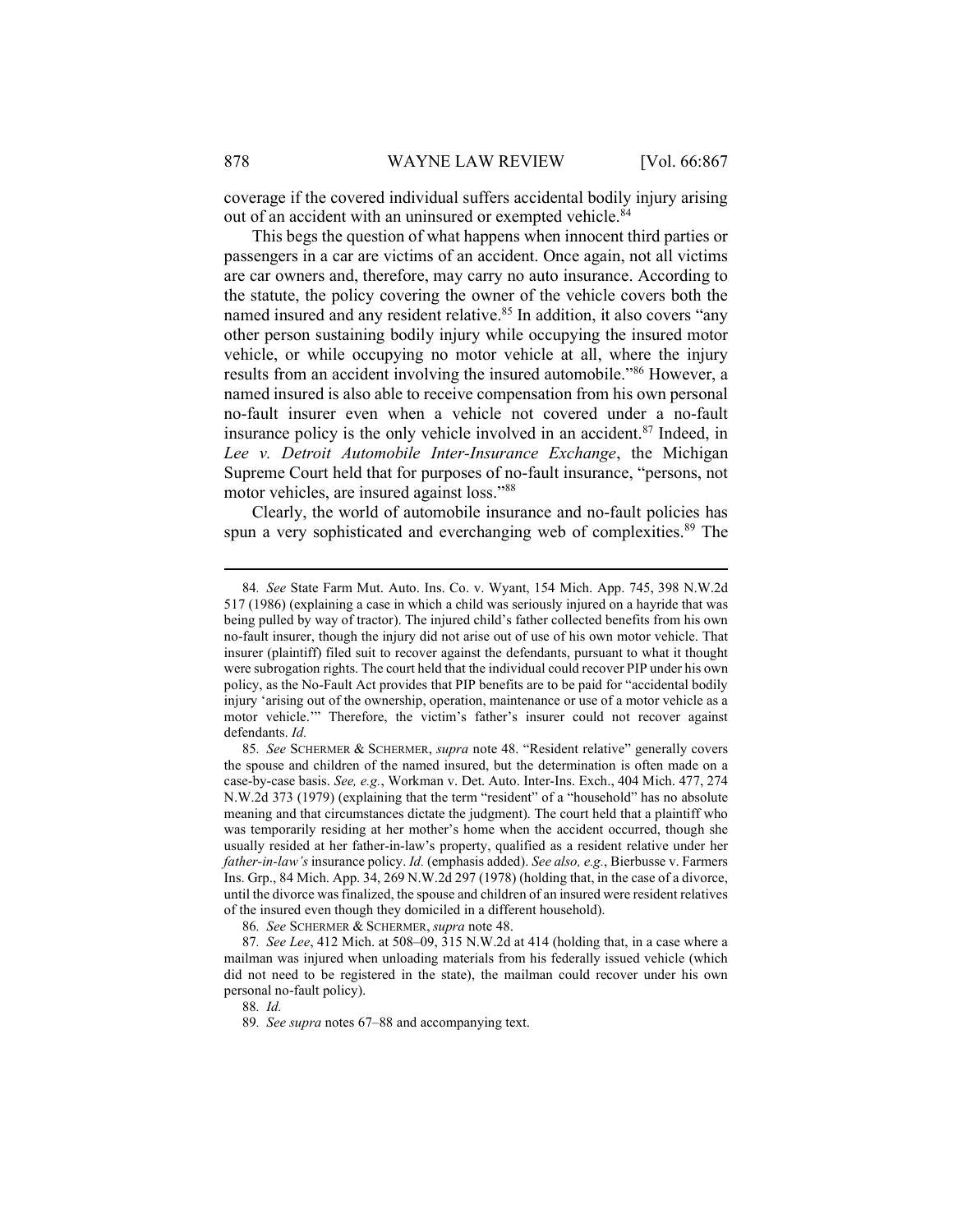coverage if the covered individual suffers accidental bodily injury arising out of an accident with an uninsured or exempted vehicle.[84]

This begs the question of what happens when innocent third parties or passengers in a car are victims of an accident. Once again, not all victims are car owners and, therefore, may carry no auto insurance. According to the statute, the policy covering the owner of the vehicle covers both the named insured and any resident relative.[85] In addition, it also covers "any other person sustaining bodily injury while occupying the insured motor vehicle, or while occupying no motor vehicle at all, where the injury results from an accident involving the insured automobile."[86] However, a named insured is also able to receive compensation from his own personal no-fault insurer even when a vehicle not covered under a no-fault insurance policy is the only vehicle involved in an accident.[87] Indeed, in *Lee v. Detroit Automobile Inter-Insurance Exchange*, the Michigan Supreme Court held that for purposes of no-fault insurance, "persons, not motor vehicles, are insured against loss."[88]

Clearly, the world of automobile insurance and no-fault policies has spun a very sophisticated and everchanging web of complexities.[89] The

---

84. *See* State Farm Mut. Auto. Ins. Co. v. Wyant, 154 Mich. App. 745, 398 N.W.2d 517 (1986) (explaining a case in which a child was seriously injured on a hayride that was being pulled by way of tractor). The injured child's father collected benefits from his own no-fault insurer, though the injury did not arise out of use of his own motor vehicle. That insurer (plaintiff) filed suit to recover against the defendants, pursuant to what it thought were subrogation rights. The court held that the individual could recover PIP under his own policy, as the No-Fault Act provides that PIP benefits are to be paid for "accidental bodily injury 'arising out of the ownership, operation, maintenance or use of a motor vehicle as a motor vehicle.'" Therefore, the victim's father's insurer could not recover against defendants. *Id.*

85. *See* SCHERMER & SCHERMER, *supra* note 48. "Resident relative" generally covers the spouse and children of the named insured, but the determination is often made on a case-by-case basis. *See, e.g.*, Workman v. Det. Auto. Inter-Ins. Exch., 404 Mich. 477, 274 N.W.2d 373 (1979) (explaining that the term "resident" of a "household" has no absolute meaning and that circumstances dictate the judgment). The court held that a plaintiff who was temporarily residing at her mother's home when the accident occurred, though she usually resided at her father-in-law's property, qualified as a resident relative under her *father-in-law's* insurance policy. *Id.* (emphasis added). *See also, e.g.*, Bierbusse v. Farmers Ins. Grp., 84 Mich. App. 34, 269 N.W.2d 297 (1978) (holding that, in the case of a divorce, until the divorce was finalized, the spouse and children of an insured were resident relatives of the insured even though they domiciled in a different household).

86. *See* SCHERMER & SCHERMER, *supra* note 48.

87. *See Lee*, 412 Mich. at 508–09, 315 N.W.2d at 414 (holding that, in a case where a mailman was injured when unloading materials from his federally issued vehicle (which did not need to be registered in the state), the mailman could recover under his own personal no-fault policy).

88. *Id.*

89. *See supra* notes 67–88 and accompanying text.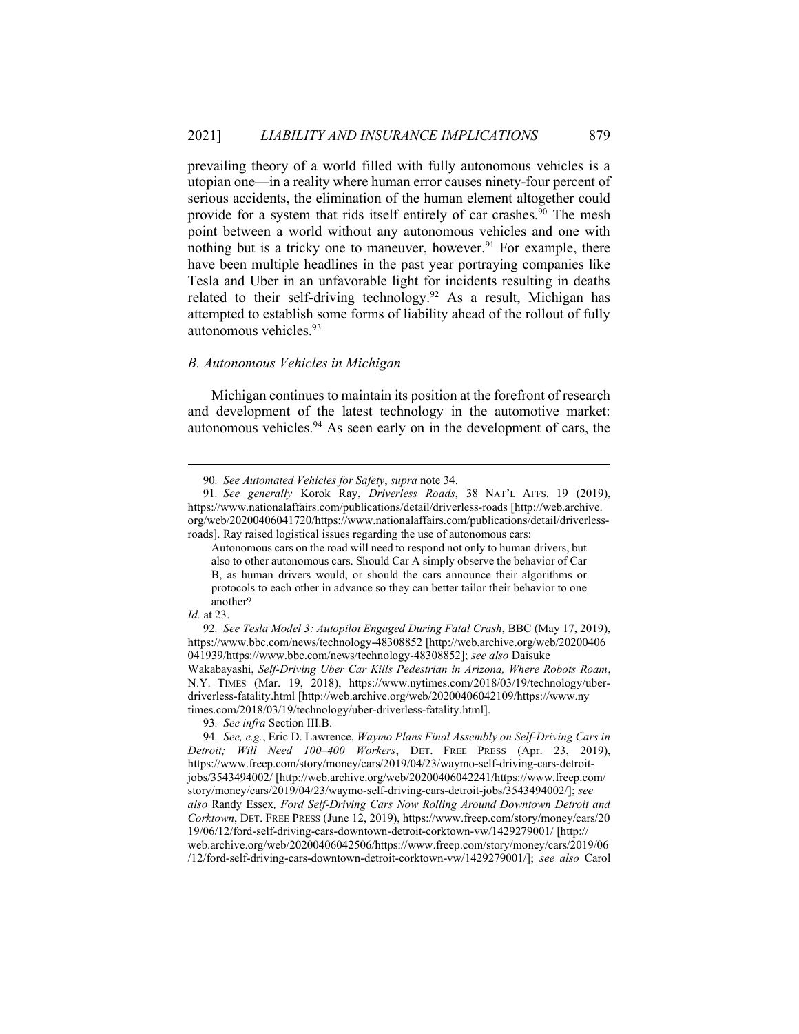prevailing theory of a world filled with fully autonomous vehicles is a utopian one—in a reality where human error causes ninety-four percent of serious accidents, the elimination of the human element altogether could provide for a system that rids itself entirely of car crashes.[90] The mesh point between a world without any autonomous vehicles and one with nothing but is a tricky one to maneuver, however.[91] For example, there have been multiple headlines in the past year portraying companies like Tesla and Uber in an unfavorable light for incidents resulting in deaths related to their self-driving technology.[92] As a result, Michigan has attempted to establish some forms of liability ahead of the rollout of fully autonomous vehicles.[93]

### *B. Autonomous Vehicles in Michigan*

Michigan continues to maintain its position at the forefront of research and development of the latest technology in the automotive market: autonomous vehicles.[94] As seen early on in the development of cars, the

---

90. *See Automated Vehicles for Safety*, *supra* note 34.

91. *See generally* Korok Ray, *Driverless Roads*, 38 NAT'L AFFS. 19 (2019), https://www.nationalaffairs.com/publications/detail/driverless-roads [http://web.archive.org/web/20200406041720/https://www.nationalaffairs.com/publications/detail/driverless-roads]. Ray raised logistical issues regarding the use of autonomous cars:

> Autonomous cars on the road will need to respond not only to human drivers, but also to other autonomous cars. Should Car A simply observe the behavior of Car B, as human drivers would, or should the cars announce their algorithms or protocols to each other in advance so they can better tailor their behavior to one another?

*Id.* at 23.

92. *See Tesla Model 3: Autopilot Engaged During Fatal Crash*, BBC (May 17, 2019), https://www.bbc.com/news/technology-48308852 [http://web.archive.org/web/20200406041939/https://www.bbc.com/news/technology-48308852]; *see also* Daisuke Wakabayashi, *Self-Driving Uber Car Kills Pedestrian in Arizona, Where Robots Roam*, N.Y. TIMES (Mar. 19, 2018), https://www.nytimes.com/2018/03/19/technology/uber-driverless-fatality.html [http://web.archive.org/web/20200406042109/https://www.nytimes.com/2018/03/19/technology/uber-driverless-fatality.html].

93. *See infra* Section III.B.

94. *See, e.g.*, Eric D. Lawrence, *Waymo Plans Final Assembly on Self-Driving Cars in Detroit; Will Need 100–400 Workers*, DET. FREE PRESS (Apr. 23, 2019), https://www.freep.com/story/money/cars/2019/04/23/waymo-self-driving-cars-detroit-jobs/3543494002/ [http://web.archive.org/web/20200406042241/https://www.freep.com/story/money/cars/2019/04/23/waymo-self-driving-cars-detroit-jobs/3543494002/]; *see also* Randy Essex, *Ford Self-Driving Cars Now Rolling Around Downtown Detroit and Corktown*, DET. FREE PRESS (June 12, 2019), https://www.freep.com/story/money/cars/2019/06/12/ford-self-driving-cars-downtown-detroit-corktown-vw/1429279001/ [http://web.archive.org/web/20200406042506/https://www.freep.com/story/money/cars/2019/06/12/ford-self-driving-cars-downtown-detroit-corktown-vw/1429279001/]; *see also* Carol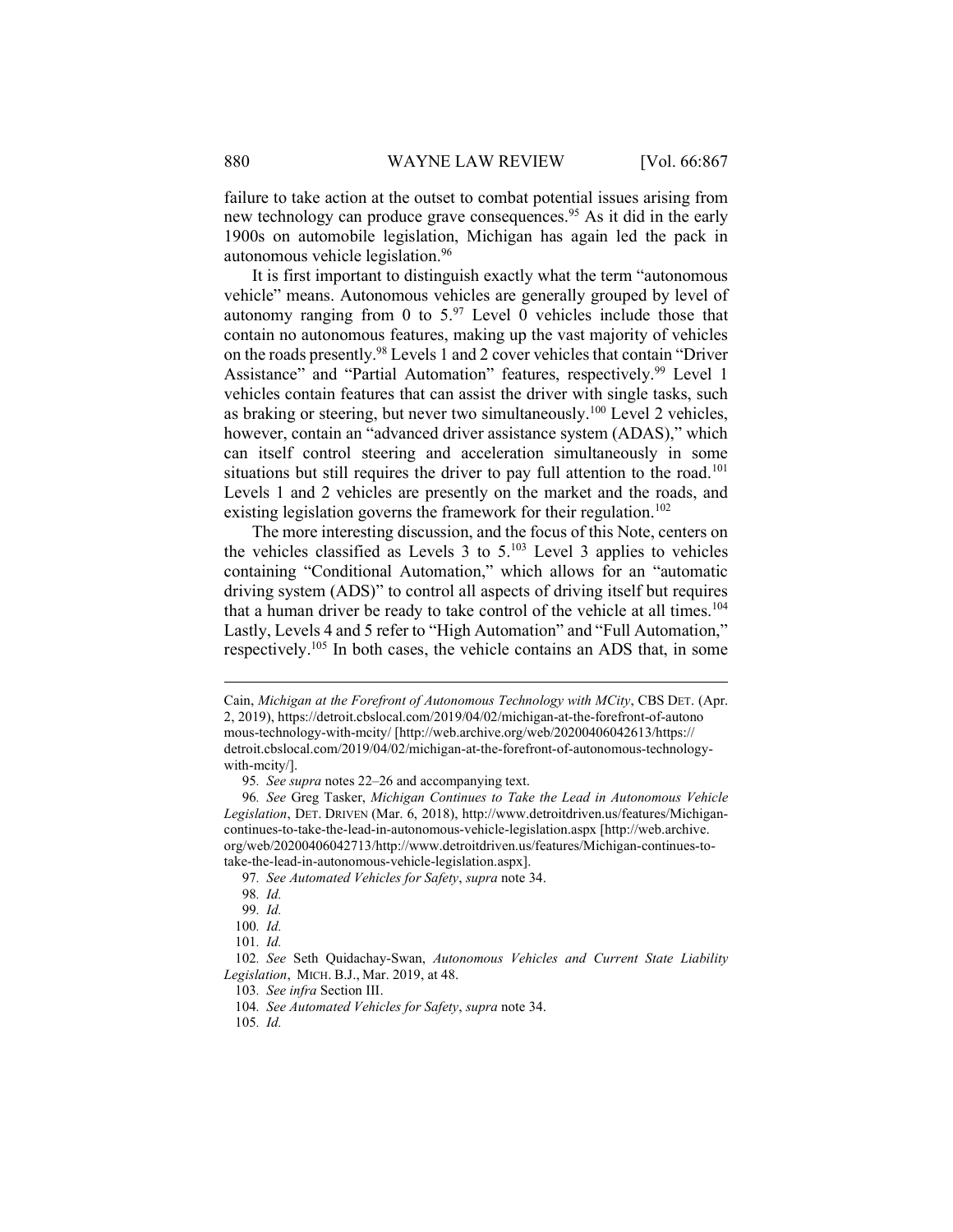failure to take action at the outset to combat potential issues arising from new technology can produce grave consequences.[95] As it did in the early 1900s on automobile legislation, Michigan has again led the pack in autonomous vehicle legislation.[96]

It is first important to distinguish exactly what the term "autonomous vehicle" means. Autonomous vehicles are generally grouped by level of autonomy ranging from 0 to 5.[97] Level 0 vehicles include those that contain no autonomous features, making up the vast majority of vehicles on the roads presently.[98] Levels 1 and 2 cover vehicles that contain "Driver Assistance" and "Partial Automation" features, respectively.[99] Level 1 vehicles contain features that can assist the driver with single tasks, such as braking or steering, but never two simultaneously.[100] Level 2 vehicles, however, contain an "advanced driver assistance system (ADAS)," which can itself control steering and acceleration simultaneously in some situations but still requires the driver to pay full attention to the road.[101] Levels 1 and 2 vehicles are presently on the market and the roads, and existing legislation governs the framework for their regulation.[102]

The more interesting discussion, and the focus of this Note, centers on the vehicles classified as Levels 3 to 5.[103] Level 3 applies to vehicles containing "Conditional Automation," which allows for an "automatic driving system (ADS)" to control all aspects of driving itself but requires that a human driver be ready to take control of the vehicle at all times.[104] Lastly, Levels 4 and 5 refer to "High Automation" and "Full Automation," respectively.[105] In both cases, the vehicle contains an ADS that, in some

---

Cain, *Michigan at the Forefront of Autonomous Technology with MCity*, CBS DET. (Apr. 2, 2019), https://detroit.cbslocal.com/2019/04/02/michigan-at-the-forefront-of-autonomous-technology-with-mcity/ [http://web.archive.org/web/20200406042613/https://detroit.cbslocal.com/2019/04/02/michigan-at-the-forefront-of-autonomous-technology-with-mcity/].

95. *See supra* notes 22–26 and accompanying text.

96. *See* Greg Tasker, *Michigan Continues to Take the Lead in Autonomous Vehicle Legislation*, DET. DRIVEN (Mar. 6, 2018), http://www.detroitdriven.us/features/Michigan-continues-to-take-the-lead-in-autonomous-vehicle-legislation.aspx [http://web.archive.org/web/20200406042713/http://www.detroitdriven.us/features/Michigan-continues-to-take-the-lead-in-autonomous-vehicle-legislation.aspx].

97. *See Automated Vehicles for Safety*, *supra* note 34.

98. *Id.*

99. *Id.*

100. *Id.*

101. *Id.*

102. *See* Seth Quidachay-Swan, *Autonomous Vehicles and Current State Liability Legislation*, MICH. B.J., Mar. 2019, at 48.

103. *See infra* Section III.

104. *See Automated Vehicles for Safety*, *supra* note 34.

105. *Id.*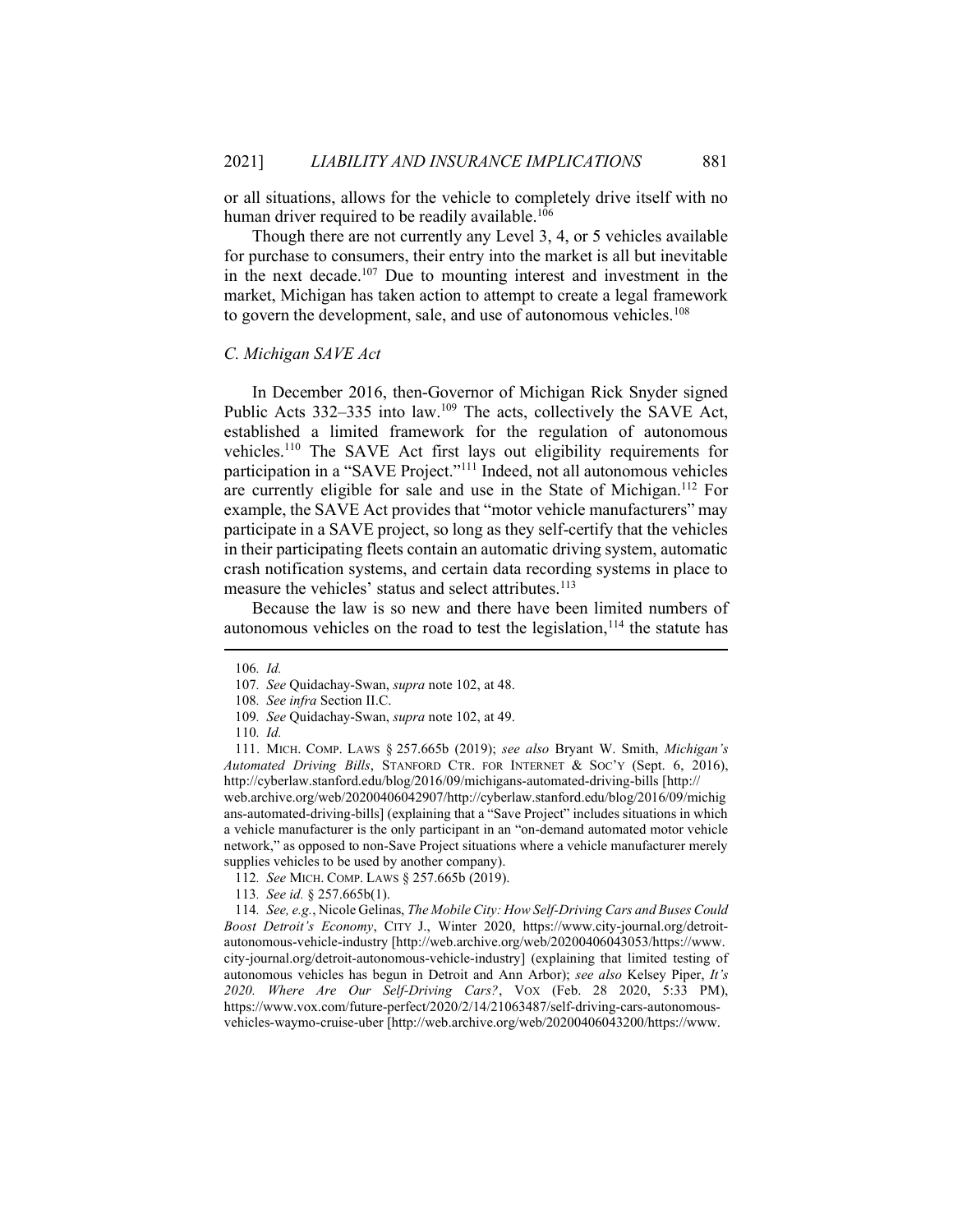or all situations, allows for the vehicle to completely drive itself with no human driver required to be readily available.[106]

Though there are not currently any Level 3, 4, or 5 vehicles available for purchase to consumers, their entry into the market is all but inevitable in the next decade.[107] Due to mounting interest and investment in the market, Michigan has taken action to attempt to create a legal framework to govern the development, sale, and use of autonomous vehicles.[108]

### *C. Michigan SAVE Act*

In December 2016, then-Governor of Michigan Rick Snyder signed Public Acts 332–335 into law.[109] The acts, collectively the SAVE Act, established a limited framework for the regulation of autonomous vehicles.[110] The SAVE Act first lays out eligibility requirements for participation in a "SAVE Project."[111] Indeed, not all autonomous vehicles are currently eligible for sale and use in the State of Michigan.[112] For example, the SAVE Act provides that "motor vehicle manufacturers" may participate in a SAVE project, so long as they self-certify that the vehicles in their participating fleets contain an automatic driving system, automatic crash notification systems, and certain data recording systems in place to measure the vehicles' status and select attributes.[113]

Because the law is so new and there have been limited numbers of autonomous vehicles on the road to test the legislation,[114] the statute has

---

106. *Id.*

107. *See* Quidachay-Swan, *supra* note 102, at 48.

108. *See infra* Section II.C.

109. *See* Quidachay-Swan, *supra* note 102, at 49.

110. *Id.*

111. MICH. COMP. LAWS § 257.665b (2019); *see also* Bryant W. Smith, *Michigan's Automated Driving Bills*, STANFORD CTR. FOR INTERNET & SOC'Y (Sept. 6, 2016), http://cyberlaw.stanford.edu/blog/2016/09/michigans-automated-driving-bills [http://web.archive.org/web/20200406042907/http://cyberlaw.stanford.edu/blog/2016/09/michigans-automated-driving-bills] (explaining that a "Save Project" includes situations in which a vehicle manufacturer is the only participant in an "on-demand automated motor vehicle network," as opposed to non-Save Project situations where a vehicle manufacturer merely supplies vehicles to be used by another company).

112. *See* MICH. COMP. LAWS § 257.665b (2019).

113. *See id.* § 257.665b(1).

114. *See, e.g.*, Nicole Gelinas, *The Mobile City: How Self-Driving Cars and Buses Could Boost Detroit's Economy*, CITY J., Winter 2020, https://www.city-journal.org/detroit-autonomous-vehicle-industry [http://web.archive.org/web/20200406043053/https://www.city-journal.org/detroit-autonomous-vehicle-industry] (explaining that limited testing of autonomous vehicles has begun in Detroit and Ann Arbor); *see also* Kelsey Piper, *It's 2020. Where Are Our Self-Driving Cars?*, VOX (Feb. 28 2020, 5:33 PM), https://www.vox.com/future-perfect/2020/2/14/21063487/self-driving-cars-autonomous-vehicles-waymo-cruise-uber [http://web.archive.org/web/20200406043200/https://www.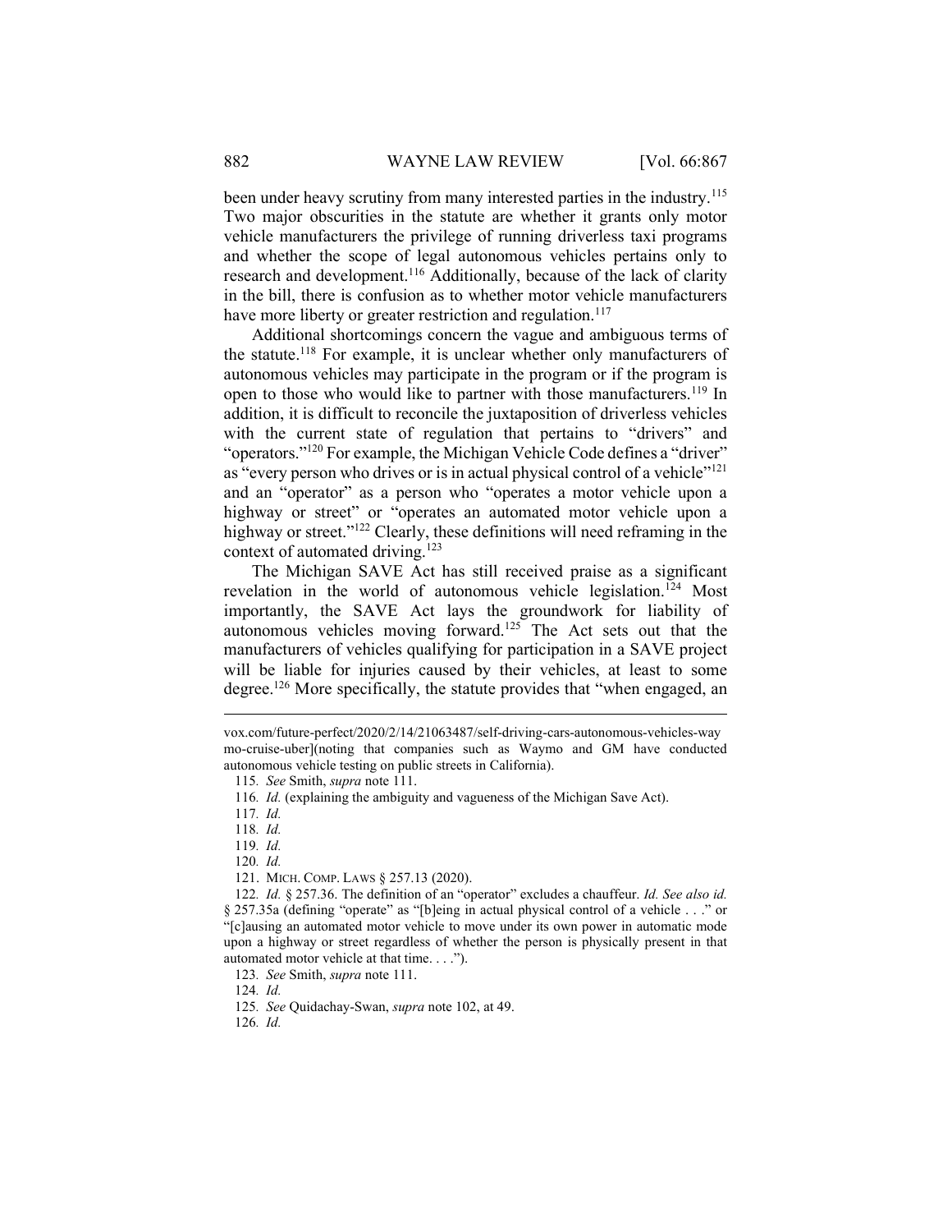been under heavy scrutiny from many interested parties in the industry.[115] Two major obscurities in the statute are whether it grants only motor vehicle manufacturers the privilege of running driverless taxi programs and whether the scope of legal autonomous vehicles pertains only to research and development.[116] Additionally, because of the lack of clarity in the bill, there is confusion as to whether motor vehicle manufacturers have more liberty or greater restriction and regulation.[117]

Additional shortcomings concern the vague and ambiguous terms of the statute.[118] For example, it is unclear whether only manufacturers of autonomous vehicles may participate in the program or if the program is open to those who would like to partner with those manufacturers.[119] In addition, it is difficult to reconcile the juxtaposition of driverless vehicles with the current state of regulation that pertains to "drivers" and "operators."[120] For example, the Michigan Vehicle Code defines a "driver" as "every person who drives or is in actual physical control of a vehicle"[121] and an "operator" as a person who "operates a motor vehicle upon a highway or street" or "operates an automated motor vehicle upon a highway or street."[122] Clearly, these definitions will need reframing in the context of automated driving.[123]

The Michigan SAVE Act has still received praise as a significant revelation in the world of autonomous vehicle legislation.[124] Most importantly, the SAVE Act lays the groundwork for liability of autonomous vehicles moving forward.[125] The Act sets out that the manufacturers of vehicles qualifying for participation in a SAVE project will be liable for injuries caused by their vehicles, at least to some degree.[126] More specifically, the statute provides that "when engaged, an

---

vox.com/future-perfect/2020/2/14/21063487/self-driving-cars-autonomous-vehicles-waymo-cruise-uber](noting that companies such as Waymo and GM have conducted autonomous vehicle testing on public streets in California).

115. *See* Smith, *supra* note 111.

116. *Id.* (explaining the ambiguity and vagueness of the Michigan Save Act).

117. *Id.*

118. *Id.*

119. *Id.*

120. *Id.*

121. MICH. COMP. LAWS § 257.13 (2020).

122. *Id.* § 257.36. The definition of an "operator" excludes a chauffeur. *Id. See also id.* § 257.35a (defining "operate" as "[b]eing in actual physical control of a vehicle . . ." or "[c]ausing an automated motor vehicle to move under its own power in automatic mode upon a highway or street regardless of whether the person is physically present in that automated motor vehicle at that time. . . .").

123. *See* Smith, *supra* note 111.

124. *Id.*

125. *See* Quidachay-Swan, *supra* note 102, at 49.

126. *Id.*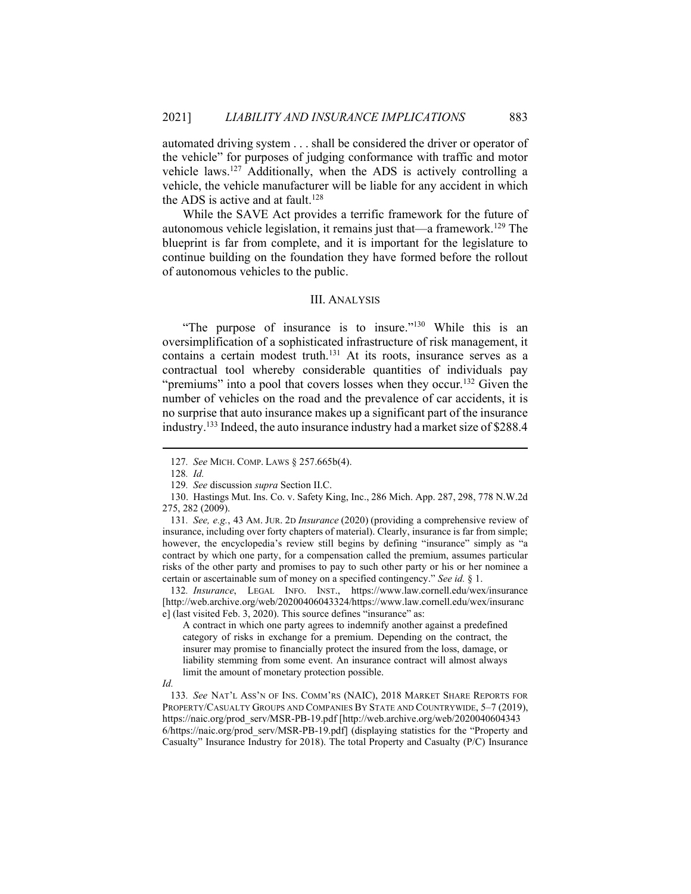automated driving system . . . shall be considered the driver or operator of the vehicle" for purposes of judging conformance with traffic and motor vehicle laws.[127] Additionally, when the ADS is actively controlling a vehicle, the vehicle manufacturer will be liable for any accident in which the ADS is active and at fault.[128]

While the SAVE Act provides a terrific framework for the future of autonomous vehicle legislation, it remains just that—a framework.[129] The blueprint is far from complete, and it is important for the legislature to continue building on the foundation they have formed before the rollout of autonomous vehicles to the public.

## III. ANALYSIS

"The purpose of insurance is to insure."[130] While this is an oversimplification of a sophisticated infrastructure of risk management, it contains a certain modest truth.[131] At its roots, insurance serves as a contractual tool whereby considerable quantities of individuals pay "premiums" into a pool that covers losses when they occur.[132] Given the number of vehicles on the road and the prevalence of car accidents, it is no surprise that auto insurance makes up a significant part of the insurance industry.[133] Indeed, the auto insurance industry had a market size of $288.4

---

127. *See* MICH. COMP. LAWS § 257.665b(4).

128. *Id.*

129. *See* discussion *supra* Section II.C.

130. Hastings Mut. Ins. Co. v. Safety King, Inc., 286 Mich. App. 287, 298, 778 N.W.2d 275, 282 (2009).

131. *See, e.g.*, 43 AM. JUR. 2D *Insurance* (2020) (providing a comprehensive review of insurance, including over forty chapters of material). Clearly, insurance is far from simple; however, the encyclopedia's review still begins by defining "insurance" simply as "a contract by which one party, for a compensation called the premium, assumes particular risks of the other party and promises to pay to such other party or his or her nominee a certain or ascertainable sum of money on a specified contingency." *See id.* § 1.

132. *Insurance*, LEGAL INFO. INST., https://www.law.cornell.edu/wex/insurance [http://web.archive.org/web/20200406043324/https://www.law.cornell.edu/wex/insurance] (last visited Feb. 3, 2020). This source defines "insurance" as:

> A contract in which one party agrees to indemnify another against a predefined category of risks in exchange for a premium. Depending on the contract, the insurer may promise to financially protect the insured from the loss, damage, or liability stemming from some event. An insurance contract will almost always limit the amount of monetary protection possible.

*Id.*

133. *See* NAT'L ASS'N OF INS. COMM'RS (NAIC), 2018 MARKET SHARE REPORTS FOR PROPERTY/CASUALTY GROUPS AND COMPANIES BY STATE AND COUNTRYWIDE, 5–7 (2019), https://naic.org/prod_serv/MSR-PB-19.pdf [http://web.archive.org/web/20200406043436/https://naic.org/prod_serv/MSR-PB-19.pdf] (displaying statistics for the "Property and Casualty" Insurance Industry for 2018). The total Property and Casualty (P/C) Insurance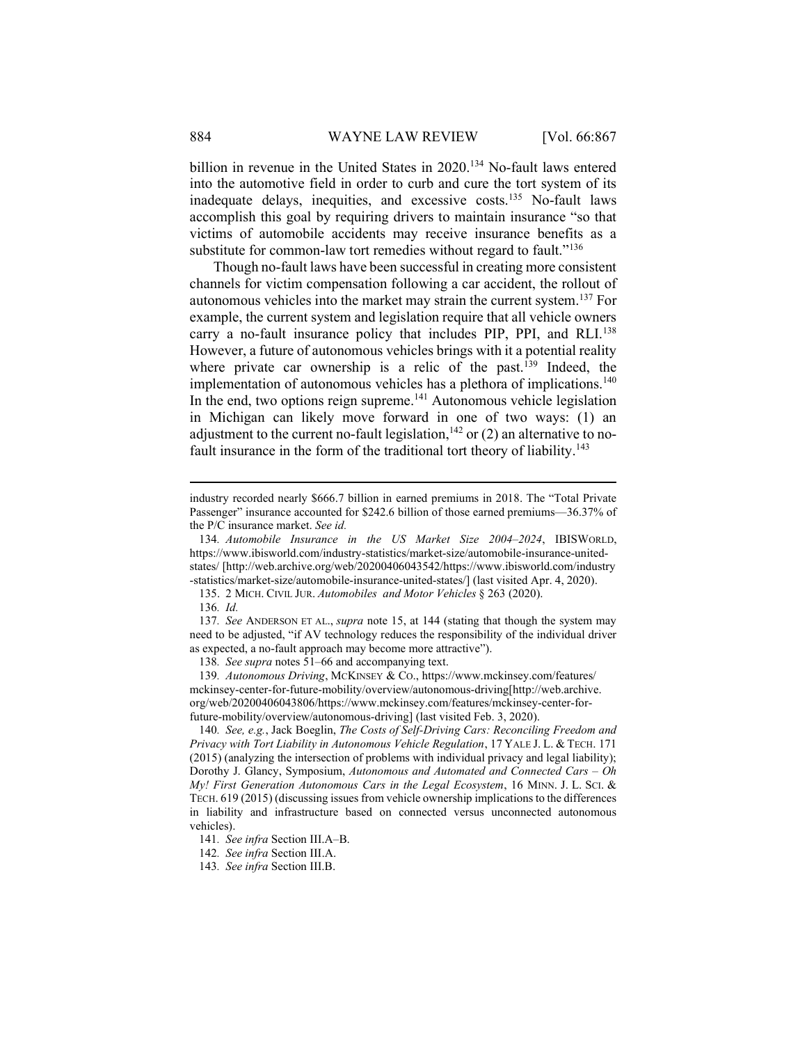billion in revenue in the United States in 2020.[134] No-fault laws entered into the automotive field in order to curb and cure the tort system of its inadequate delays, inequities, and excessive costs.[135] No-fault laws accomplish this goal by requiring drivers to maintain insurance "so that victims of automobile accidents may receive insurance benefits as a substitute for common-law tort remedies without regard to fault."[136]

Though no-fault laws have been successful in creating more consistent channels for victim compensation following a car accident, the rollout of autonomous vehicles into the market may strain the current system.[137] For example, the current system and legislation require that all vehicle owners carry a no-fault insurance policy that includes PIP, PPI, and RLI.[138] However, a future of autonomous vehicles brings with it a potential reality where private car ownership is a relic of the past.[139] Indeed, the implementation of autonomous vehicles has a plethora of implications.[140] In the end, two options reign supreme.[141] Autonomous vehicle legislation in Michigan can likely move forward in one of two ways: (1) an adjustment to the current no-fault legislation,[142] or (2) an alternative to no-fault insurance in the form of the traditional tort theory of liability.[143]

---

industry recorded nearly $666.7 billion in earned premiums in 2018. The "Total Private Passenger" insurance accounted for $242.6 billion of those earned premiums—36.37% of the P/C insurance market. *See id.*

134. *Automobile Insurance in the US Market Size 2004–2024*, IBISWORLD, https://www.ibisworld.com/industry-statistics/market-size/automobile-insurance-united-states/ [http://web.archive.org/web/20200406043542/https://www.ibisworld.com/industry-statistics/market-size/automobile-insurance-united-states/] (last visited Apr. 4, 2020).

135. 2 MICH. CIVIL JUR. *Automobiles and Motor Vehicles* § 263 (2020).

136. *Id.*

137. *See* ANDERSON ET AL., *supra* note 15, at 144 (stating that though the system may need to be adjusted, "if AV technology reduces the responsibility of the individual driver as expected, a no-fault approach may become more attractive").

138. *See supra* notes 51–66 and accompanying text.

139. *Autonomous Driving*, MCKINSEY & CO., https://www.mckinsey.com/features/mckinsey-center-for-future-mobility/overview/autonomous-driving[http://web.archive.org/web/20200406043806/https://www.mckinsey.com/features/mckinsey-center-for-future-mobility/overview/autonomous-driving] (last visited Feb. 3, 2020).

140. *See, e.g.*, Jack Boeglin, *The Costs of Self-Driving Cars: Reconciling Freedom and Privacy with Tort Liability in Autonomous Vehicle Regulation*, 17 YALE J. L. & TECH. 171 (2015) (analyzing the intersection of problems with individual privacy and legal liability); Dorothy J. Glancy, Symposium, *Autonomous and Automated and Connected Cars – Oh My! First Generation Autonomous Cars in the Legal Ecosystem*, 16 MINN. J. L. SCI. & TECH. 619 (2015) (discussing issues from vehicle ownership implications to the differences in liability and infrastructure based on connected versus unconnected autonomous vehicles).

141. *See infra* Section III.A–B.

142. *See infra* Section III.A.

143. *See infra* Section III.B.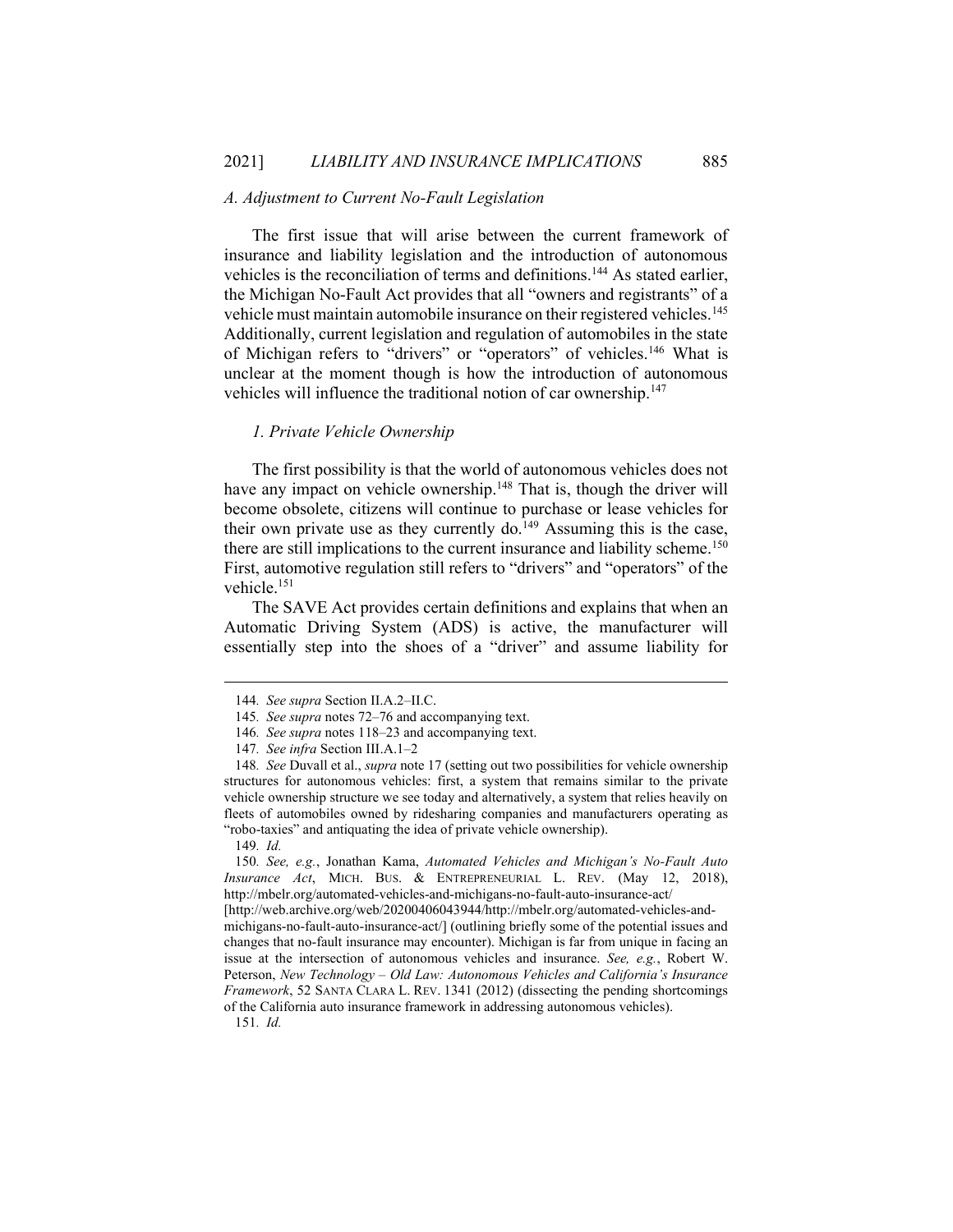### A. Adjustment to Current No-Fault Legislation

The first issue that will arise between the current framework of insurance and liability legislation and the introduction of autonomous vehicles is the reconciliation of terms and definitions.[144] As stated earlier, the Michigan No-Fault Act provides that all "owners and registrants" of a vehicle must maintain automobile insurance on their registered vehicles.[145] Additionally, current legislation and regulation of automobiles in the state of Michigan refers to "drivers" or "operators" of vehicles.[146] What is unclear at the moment though is how the introduction of autonomous vehicles will influence the traditional notion of car ownership.[147]

#### 1. Private Vehicle Ownership

The first possibility is that the world of autonomous vehicles does not have any impact on vehicle ownership.[148] That is, though the driver will become obsolete, citizens will continue to purchase or lease vehicles for their own private use as they currently do.[149] Assuming this is the case, there are still implications to the current insurance and liability scheme.[150] First, automotive regulation still refers to "drivers" and "operators" of the vehicle.[151]

The SAVE Act provides certain definitions and explains that when an Automatic Driving System (ADS) is active, the manufacturer will essentially step into the shoes of a "driver" and assume liability for

---

144. *See supra* Section II.A.2–II.C.

145. *See supra* notes 72–76 and accompanying text.

146. *See supra* notes 118–23 and accompanying text.

147. *See infra* Section III.A.1–2

148. *See* Duvall et al., *supra* note 17 (setting out two possibilities for vehicle ownership structures for autonomous vehicles: first, a system that remains similar to the private vehicle ownership structure we see today and alternatively, a system that relies heavily on fleets of automobiles owned by ridesharing companies and manufacturers operating as "robo-taxies" and antiquating the idea of private vehicle ownership).

149. *Id.*

150. *See, e.g.*, Jonathan Kama, *Automated Vehicles and Michigan's No-Fault Auto Insurance Act*, MICH. BUS. & ENTREPRENEURIAL L. REV. (May 12, 2018), http://mbelr.org/automated-vehicles-and-michigans-no-fault-auto-insurance-act/ [http://web.archive.org/web/20200406043944/http://mbelr.org/automated-vehicles-and-michigans-no-fault-auto-insurance-act/] (outlining briefly some of the potential issues and changes that no-fault insurance may encounter). Michigan is far from unique in facing an issue at the intersection of autonomous vehicles and insurance. *See, e.g.*, Robert W. Peterson, *New Technology – Old Law: Autonomous Vehicles and California's Insurance Framework*, 52 SANTA CLARA L. REV. 1341 (2012) (dissecting the pending shortcomings of the California auto insurance framework in addressing autonomous vehicles).

151. *Id.*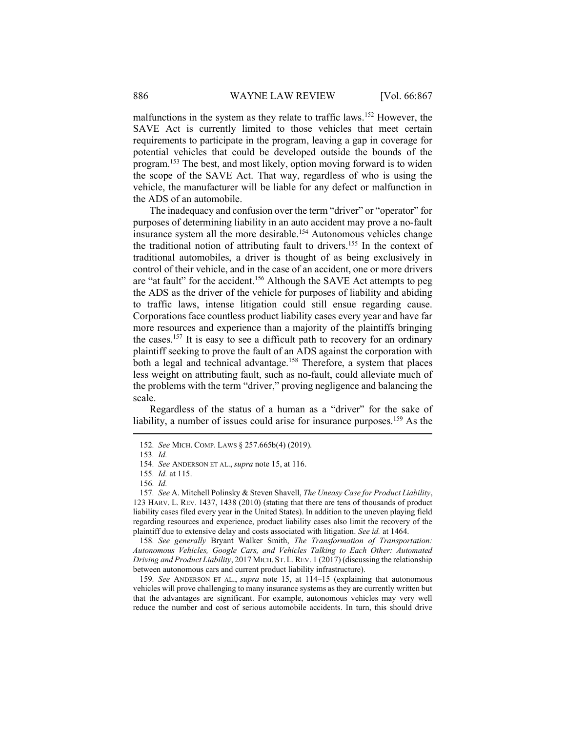malfunctions in the system as they relate to traffic laws.[152] However, the SAVE Act is currently limited to those vehicles that meet certain requirements to participate in the program, leaving a gap in coverage for potential vehicles that could be developed outside the bounds of the program.[153] The best, and most likely, option moving forward is to widen the scope of the SAVE Act. That way, regardless of who is using the vehicle, the manufacturer will be liable for any defect or malfunction in the ADS of an automobile.

The inadequacy and confusion over the term "driver" or "operator" for purposes of determining liability in an auto accident may prove a no-fault insurance system all the more desirable.[154] Autonomous vehicles change the traditional notion of attributing fault to drivers.[155] In the context of traditional automobiles, a driver is thought of as being exclusively in control of their vehicle, and in the case of an accident, one or more drivers are "at fault" for the accident.[156] Although the SAVE Act attempts to peg the ADS as the driver of the vehicle for purposes of liability and abiding to traffic laws, intense litigation could still ensue regarding cause. Corporations face countless product liability cases every year and have far more resources and experience than a majority of the plaintiffs bringing the cases.[157] It is easy to see a difficult path to recovery for an ordinary plaintiff seeking to prove the fault of an ADS against the corporation with both a legal and technical advantage.[158] Therefore, a system that places less weight on attributing fault, such as no-fault, could alleviate much of the problems with the term "driver," proving negligence and balancing the scale.

Regardless of the status of a human as a "driver" for the sake of liability, a number of issues could arise for insurance purposes.[159] As the

---

152. *See* MICH. COMP. LAWS § 257.665b(4) (2019).

153. *Id.*

154. *See* ANDERSON ET AL., *supra* note 15, at 116.

155. *Id.* at 115.

156. *Id.*

157. *See* A. Mitchell Polinsky & Steven Shavell, *The Uneasy Case for Product Liability*, 123 HARV. L. REV. 1437, 1438 (2010) (stating that there are tens of thousands of product liability cases filed every year in the United States). In addition to the uneven playing field regarding resources and experience, product liability cases also limit the recovery of the plaintiff due to extensive delay and costs associated with litigation. *See id.* at 1464.

158. *See generally* Bryant Walker Smith, *The Transformation of Transportation: Autonomous Vehicles, Google Cars, and Vehicles Talking to Each Other: Automated Driving and Product Liability*, 2017 MICH. ST. L. REV. 1 (2017) (discussing the relationship between autonomous cars and current product liability infrastructure).

159. *See* ANDERSON ET AL., *supra* note 15, at 114–15 (explaining that autonomous vehicles will prove challenging to many insurance systems as they are currently written but that the advantages are significant. For example, autonomous vehicles may very well reduce the number and cost of serious automobile accidents. In turn, this should drive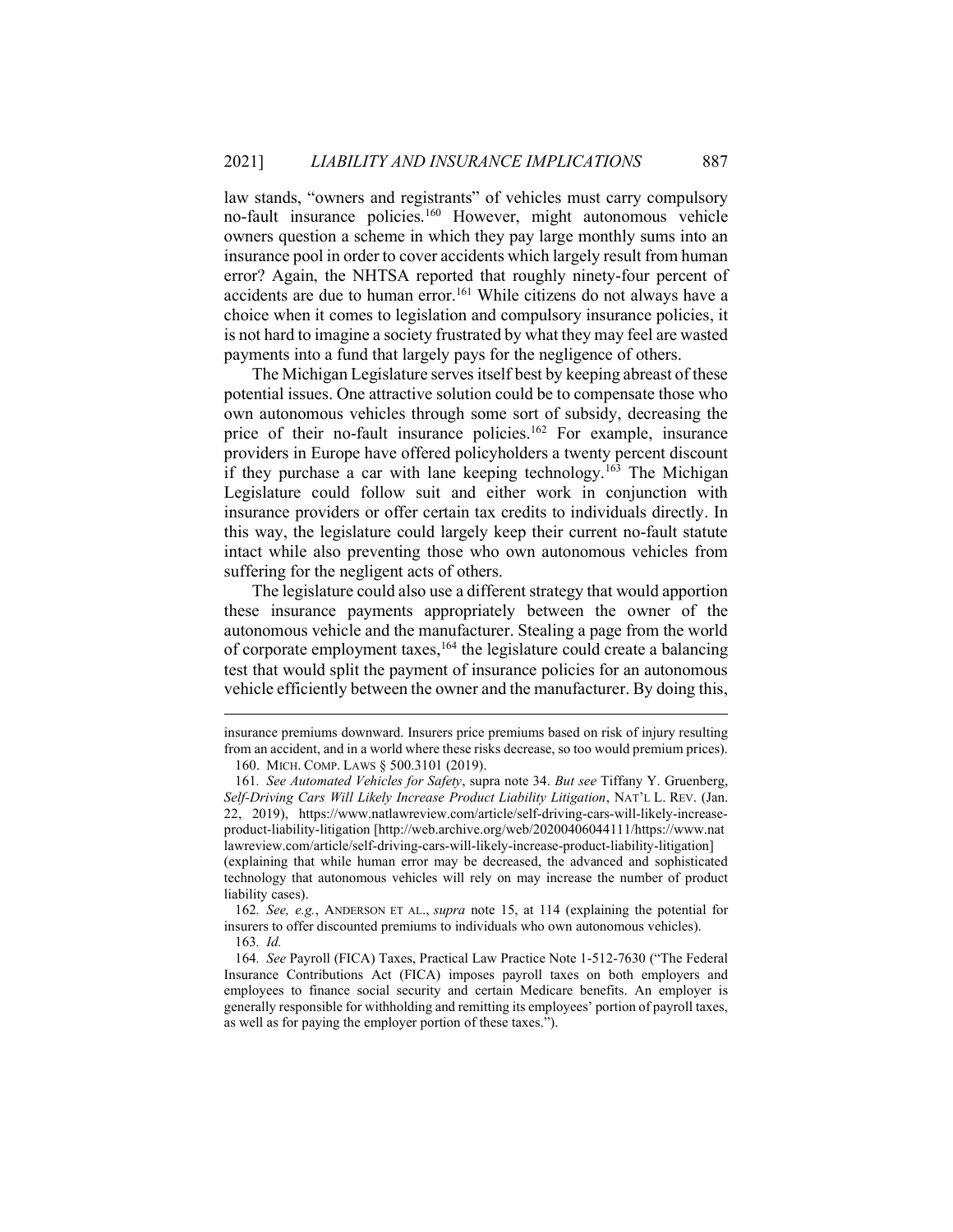law stands, "owners and registrants" of vehicles must carry compulsory no-fault insurance policies.[160] However, might autonomous vehicle owners question a scheme in which they pay large monthly sums into an insurance pool in order to cover accidents which largely result from human error? Again, the NHTSA reported that roughly ninety-four percent of accidents are due to human error.[161] While citizens do not always have a choice when it comes to legislation and compulsory insurance policies, it is not hard to imagine a society frustrated by what they may feel are wasted payments into a fund that largely pays for the negligence of others.

The Michigan Legislature serves itself best by keeping abreast of these potential issues. One attractive solution could be to compensate those who own autonomous vehicles through some sort of subsidy, decreasing the price of their no-fault insurance policies.[162] For example, insurance providers in Europe have offered policyholders a twenty percent discount if they purchase a car with lane keeping technology.[163] The Michigan Legislature could follow suit and either work in conjunction with insurance providers or offer certain tax credits to individuals directly. In this way, the legislature could largely keep their current no-fault statute intact while also preventing those who own autonomous vehicles from suffering for the negligent acts of others.

The legislature could also use a different strategy that would apportion these insurance payments appropriately between the owner of the autonomous vehicle and the manufacturer. Stealing a page from the world of corporate employment taxes,[164] the legislature could create a balancing test that would split the payment of insurance policies for an autonomous vehicle efficiently between the owner and the manufacturer. By doing this,

---

insurance premiums downward. Insurers price premiums based on risk of injury resulting from an accident, and in a world where these risks decrease, so too would premium prices).

160. MICH. COMP. LAWS § 500.3101 (2019).

161. *See Automated Vehicles for Safety*, supra note 34. *But see* Tiffany Y. Gruenberg, *Self-Driving Cars Will Likely Increase Product Liability Litigation*, NAT'L L. REV. (Jan. 22, 2019), https://www.natlawreview.com/article/self-driving-cars-will-likely-increase-product-liability-litigation [http://web.archive.org/web/20200406044111/https://www.natlawreview.com/article/self-driving-cars-will-likely-increase-product-liability-litigation] (explaining that while human error may be decreased, the advanced and sophisticated technology that autonomous vehicles will rely on may increase the number of product liability cases).

162. *See, e.g.*, ANDERSON ET AL., *supra* note 15, at 114 (explaining the potential for insurers to offer discounted premiums to individuals who own autonomous vehicles).

163. *Id.*

164. *See* Payroll (FICA) Taxes, Practical Law Practice Note 1-512-7630 ("The Federal Insurance Contributions Act (FICA) imposes payroll taxes on both employers and employees to finance social security and certain Medicare benefits. An employer is generally responsible for withholding and remitting its employees' portion of payroll taxes, as well as for paying the employer portion of these taxes.").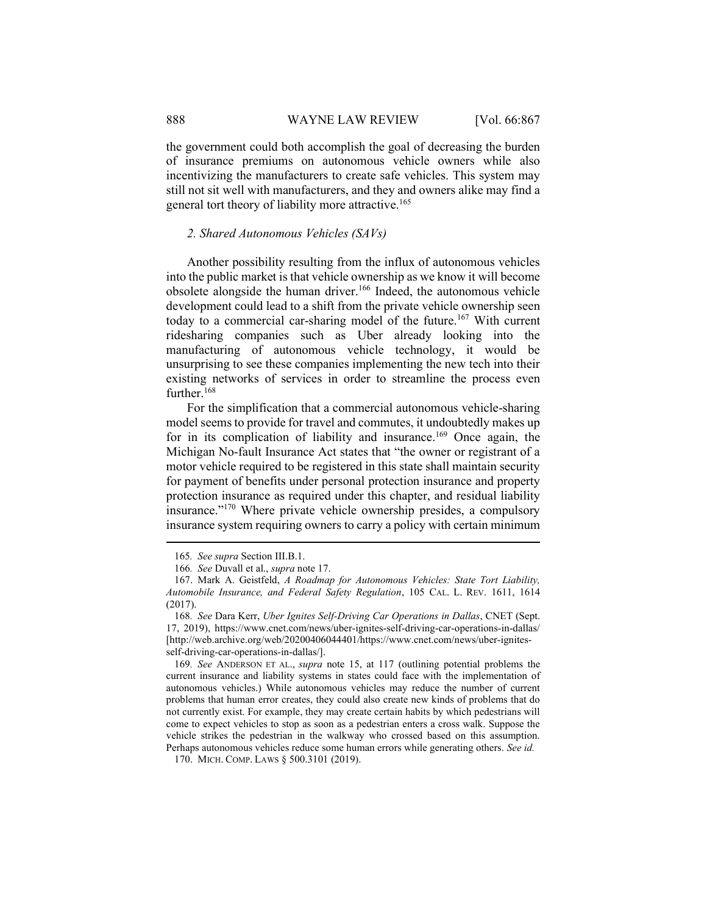the government could both accomplish the goal of decreasing the burden of insurance premiums on autonomous vehicle owners while also incentivizing the manufacturers to create safe vehicles. This system may still not sit well with manufacturers, and they and owners alike may find a general tort theory of liability more attractive.[165]

### *2. Shared Autonomous Vehicles (SAVs)*

Another possibility resulting from the influx of autonomous vehicles into the public market is that vehicle ownership as we know it will become obsolete alongside the human driver.[166] Indeed, the autonomous vehicle development could lead to a shift from the private vehicle ownership seen today to a commercial car-sharing model of the future.[167] With current ridesharing companies such as Uber already looking into the manufacturing of autonomous vehicle technology, it would be unsurprising to see these companies implementing the new tech into their existing networks of services in order to streamline the process even further.[168]

For the simplification that a commercial autonomous vehicle-sharing model seems to provide for travel and commutes, it undoubtedly makes up for in its complication of liability and insurance.[169] Once again, the Michigan No-fault Insurance Act states that "the owner or registrant of a motor vehicle required to be registered in this state shall maintain security for payment of benefits under personal protection insurance and property protection insurance as required under this chapter, and residual liability insurance."[170] Where private vehicle ownership presides, a compulsory insurance system requiring owners to carry a policy with certain minimum

---

165. *See supra* Section III.B.1.

166. *See* Duvall et al., *supra* note 17.

167. Mark A. Geistfeld, *A Roadmap for Autonomous Vehicles: State Tort Liability, Automobile Insurance, and Federal Safety Regulation*, 105 CAL. L. REV. 1611, 1614 (2017).

168. *See* Dara Kerr, *Uber Ignites Self-Driving Car Operations in Dallas*, CNET (Sept. 17, 2019), https://www.cnet.com/news/uber-ignites-self-driving-car-operations-in-dallas/ [http://web.archive.org/web/20200406044401/https://www.cnet.com/news/uber-ignites-self-driving-car-operations-in-dallas/].

169. *See* ANDERSON ET AL., *supra* note 15, at 117 (outlining potential problems the current insurance and liability systems in states could face with the implementation of autonomous vehicles.) While autonomous vehicles may reduce the number of current problems that human error creates, they could also create new kinds of problems that do not currently exist. For example, they may create certain habits by which pedestrians will come to expect vehicles to stop as soon as a pedestrian enters a cross walk. Suppose the vehicle strikes the pedestrian in the walkway who crossed based on this assumption. Perhaps autonomous vehicles reduce some human errors while generating others. *See id.*

170. MICH. COMP. LAWS § 500.3101 (2019).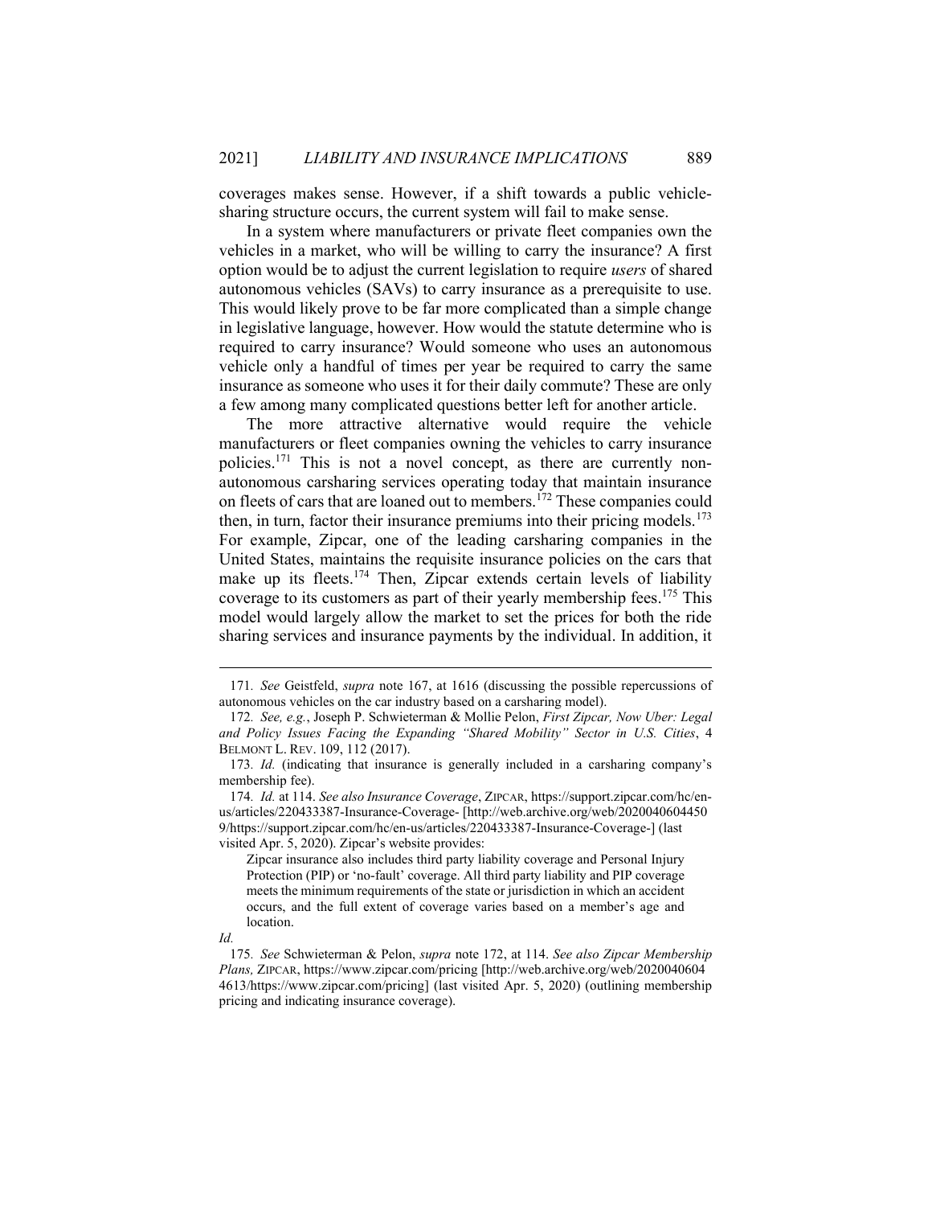coverages makes sense. However, if a shift towards a public vehicle-sharing structure occurs, the current system will fail to make sense.

In a system where manufacturers or private fleet companies own the vehicles in a market, who will be willing to carry the insurance? A first option would be to adjust the current legislation to require *users* of shared autonomous vehicles (SAVs) to carry insurance as a prerequisite to use. This would likely prove to be far more complicated than a simple change in legislative language, however. How would the statute determine who is required to carry insurance? Would someone who uses an autonomous vehicle only a handful of times per year be required to carry the same insurance as someone who uses it for their daily commute? These are only a few among many complicated questions better left for another article.

The more attractive alternative would require the vehicle manufacturers or fleet companies owning the vehicles to carry insurance policies.[171] This is not a novel concept, as there are currently non-autonomous carsharing services operating today that maintain insurance on fleets of cars that are loaned out to members.[172] These companies could then, in turn, factor their insurance premiums into their pricing models.[173] For example, Zipcar, one of the leading carsharing companies in the United States, maintains the requisite insurance policies on the cars that make up its fleets.[174] Then, Zipcar extends certain levels of liability coverage to its customers as part of their yearly membership fees.[175] This model would largely allow the market to set the prices for both the ride sharing services and insurance payments by the individual. In addition, it

---

171. *See* Geistfeld, *supra* note 167, at 1616 (discussing the possible repercussions of autonomous vehicles on the car industry based on a carsharing model).

172. *See, e.g.*, Joseph P. Schwieterman & Mollie Pelon, *First Zipcar, Now Uber: Legal and Policy Issues Facing the Expanding "Shared Mobility" Sector in U.S. Cities*, 4 BELMONT L. REV. 109, 112 (2017).

173. *Id.* (indicating that insurance is generally included in a carsharing company's membership fee).

174. *Id.* at 114. *See also Insurance Coverage*, ZIPCAR, https://support.zipcar.com/hc/en-us/articles/220433387-Insurance-Coverage- [http://web.archive.org/web/20200406044509/https://support.zipcar.com/hc/en-us/articles/220433387-Insurance-Coverage-] (last visited Apr. 5, 2020). Zipcar's website provides:

> Zipcar insurance also includes third party liability coverage and Personal Injury Protection (PIP) or 'no-fault' coverage. All third party liability and PIP coverage meets the minimum requirements of the state or jurisdiction in which an accident occurs, and the full extent of coverage varies based on a member's age and location.

*Id.*

175. *See* Schwieterman & Pelon, *supra* note 172, at 114. *See also Zipcar Membership Plans,* ZIPCAR, https://www.zipcar.com/pricing [http://web.archive.org/web/20200406044613/https://www.zipcar.com/pricing] (last visited Apr. 5, 2020) (outlining membership pricing and indicating insurance coverage).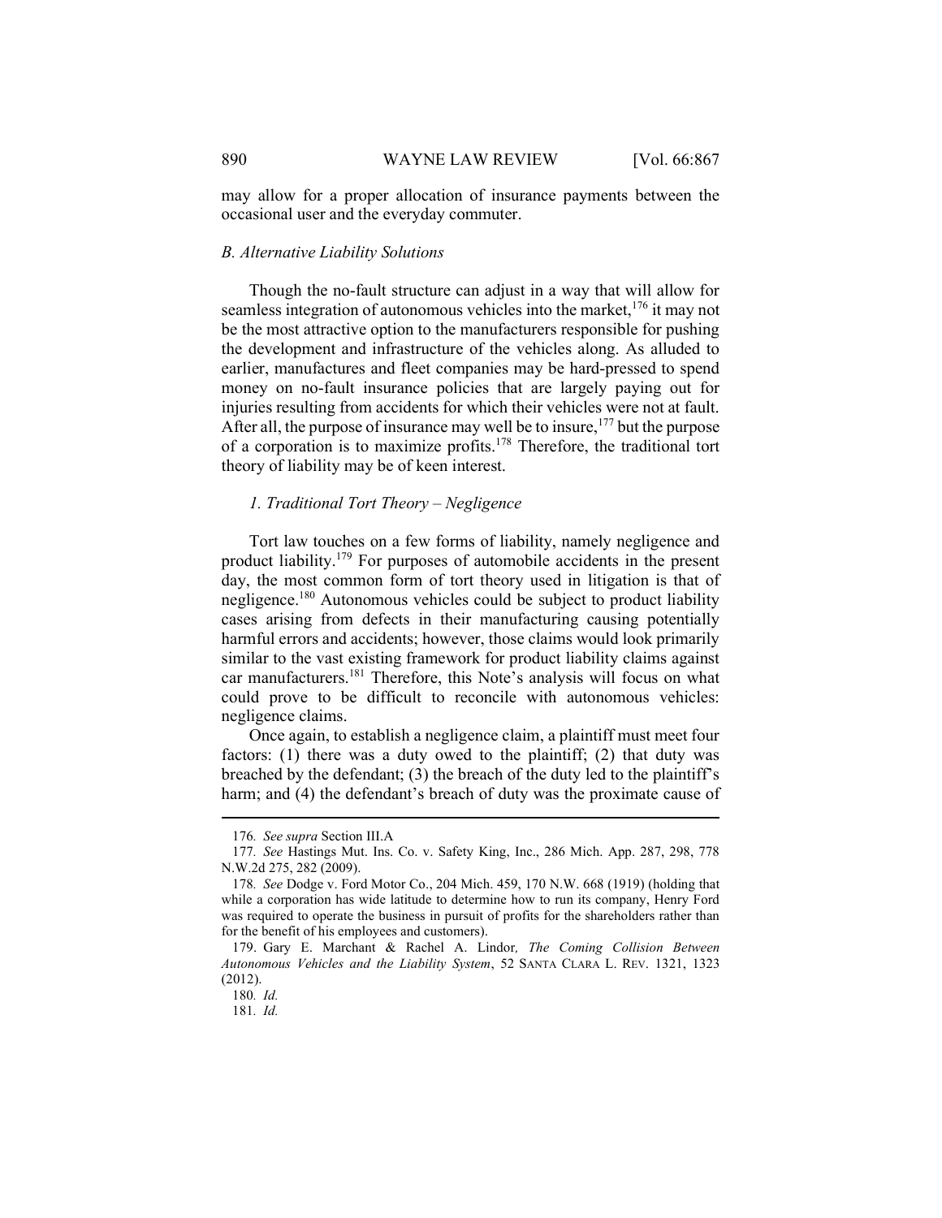may allow for a proper allocation of insurance payments between the occasional user and the everyday commuter.

### *B. Alternative Liability Solutions*

Though the no-fault structure can adjust in a way that will allow for seamless integration of autonomous vehicles into the market,[176] it may not be the most attractive option to the manufacturers responsible for pushing the development and infrastructure of the vehicles along. As alluded to earlier, manufactures and fleet companies may be hard-pressed to spend money on no-fault insurance policies that are largely paying out for injuries resulting from accidents for which their vehicles were not at fault. After all, the purpose of insurance may well be to insure,[177] but the purpose of a corporation is to maximize profits.[178] Therefore, the traditional tort theory of liability may be of keen interest.

#### *1. Traditional Tort Theory – Negligence*

Tort law touches on a few forms of liability, namely negligence and product liability.[179] For purposes of automobile accidents in the present day, the most common form of tort theory used in litigation is that of negligence.[180] Autonomous vehicles could be subject to product liability cases arising from defects in their manufacturing causing potentially harmful errors and accidents; however, those claims would look primarily similar to the vast existing framework for product liability claims against car manufacturers.[181] Therefore, this Note's analysis will focus on what could prove to be difficult to reconcile with autonomous vehicles: negligence claims.

Once again, to establish a negligence claim, a plaintiff must meet four factors: (1) there was a duty owed to the plaintiff; (2) that duty was breached by the defendant; (3) the breach of the duty led to the plaintiff's harm; and (4) the defendant's breach of duty was the proximate cause of

---

176. *See supra* Section III.A

177. *See* Hastings Mut. Ins. Co. v. Safety King, Inc., 286 Mich. App. 287, 298, 778 N.W.2d 275, 282 (2009).

178. *See* Dodge v. Ford Motor Co., 204 Mich. 459, 170 N.W. 668 (1919) (holding that while a corporation has wide latitude to determine how to run its company, Henry Ford was required to operate the business in pursuit of profits for the shareholders rather than for the benefit of his employees and customers).

179. Gary E. Marchant & Rachel A. Lindor, *The Coming Collision Between Autonomous Vehicles and the Liability System*, 52 SANTA CLARA L. REV. 1321, 1323 (2012).

180. *Id.*

181. *Id.*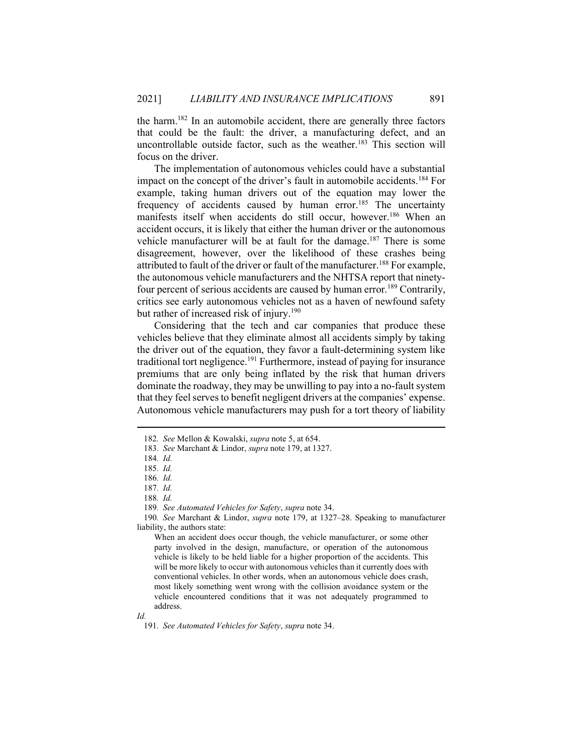the harm.[182] In an automobile accident, there are generally three factors that could be the fault: the driver, a manufacturing defect, and an uncontrollable outside factor, such as the weather.[183] This section will focus on the driver.

The implementation of autonomous vehicles could have a substantial impact on the concept of the driver's fault in automobile accidents.[184] For example, taking human drivers out of the equation may lower the frequency of accidents caused by human error.[185] The uncertainty manifests itself when accidents do still occur, however.[186] When an accident occurs, it is likely that either the human driver or the autonomous vehicle manufacturer will be at fault for the damage.[187] There is some disagreement, however, over the likelihood of these crashes being attributed to fault of the driver or fault of the manufacturer.[188] For example, the autonomous vehicle manufacturers and the NHTSA report that ninety-four percent of serious accidents are caused by human error.[189] Contrarily, critics see early autonomous vehicles not as a haven of newfound safety but rather of increased risk of injury.[190]

Considering that the tech and car companies that produce these vehicles believe that they eliminate almost all accidents simply by taking the driver out of the equation, they favor a fault-determining system like traditional tort negligence.[191] Furthermore, instead of paying for insurance premiums that are only being inflated by the risk that human drivers dominate the roadway, they may be unwilling to pay into a no-fault system that they feel serves to benefit negligent drivers at the companies' expense. Autonomous vehicle manufacturers may push for a tort theory of liability

---

182. *See* Mellon & Kowalski, *supra* note 5, at 654.

183. *See* Marchant & Lindor, *supra* note 179, at 1327.

184. *Id.*

185. *Id.*

186. *Id.*

187. *Id.*

188. *Id.*

189. *See Automated Vehicles for Safety*, *supra* note 34.

190. *See* Marchant & Lindor, *supra* note 179, at 1327–28. Speaking to manufacturer liability, the authors state:

> When an accident does occur though, the vehicle manufacturer, or some other party involved in the design, manufacture, or operation of the autonomous vehicle is likely to be held liable for a higher proportion of the accidents. This will be more likely to occur with autonomous vehicles than it currently does with conventional vehicles. In other words, when an autonomous vehicle does crash, most likely something went wrong with the collision avoidance system or the vehicle encountered conditions that it was not adequately programmed to address.

*Id.*

191. *See Automated Vehicles for Safety*, *supra* note 34.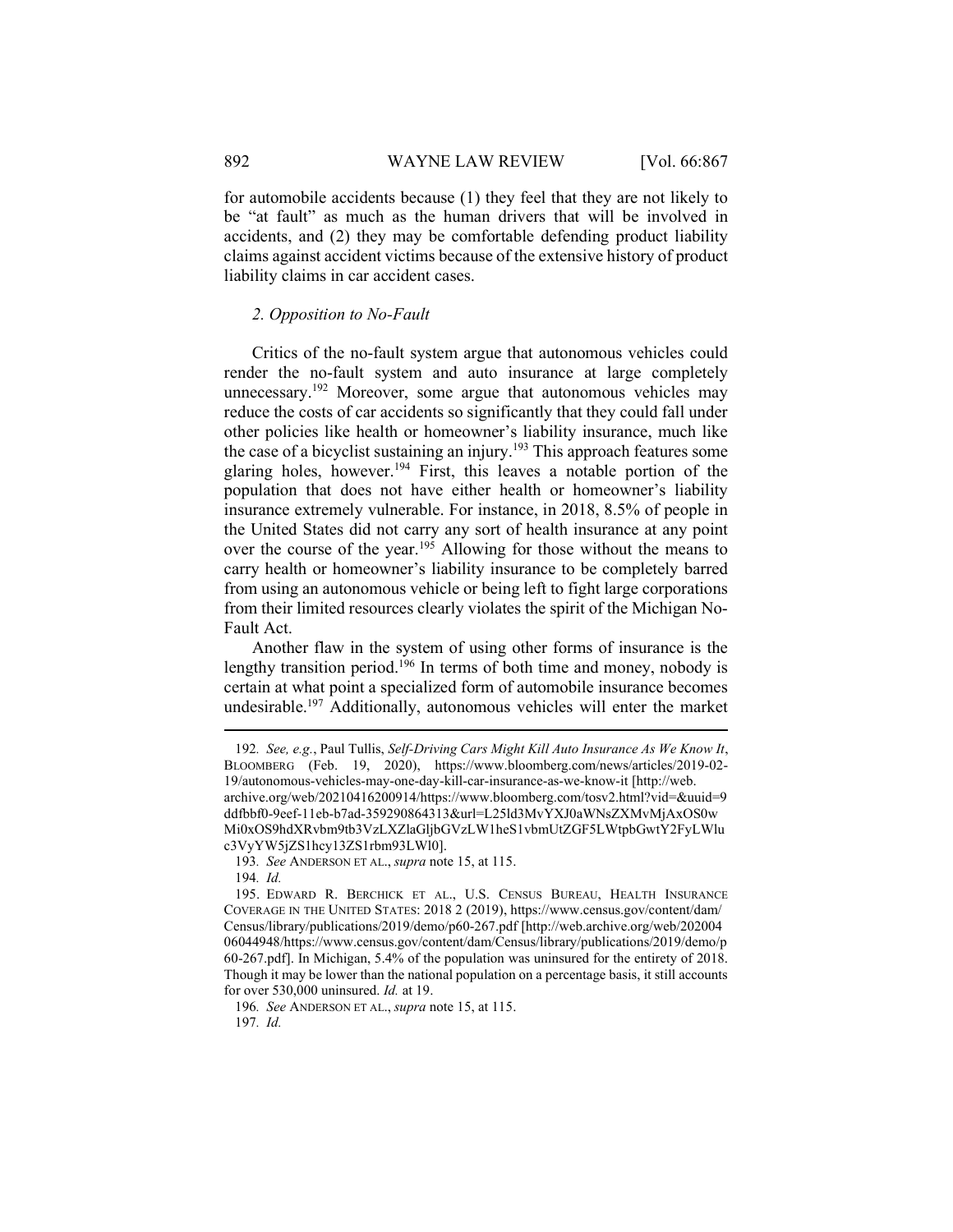for automobile accidents because (1) they feel that they are not likely to be "at fault" as much as the human drivers that will be involved in accidents, and (2) they may be comfortable defending product liability claims against accident victims because of the extensive history of product liability claims in car accident cases.

### *2. Opposition to No-Fault*

Critics of the no-fault system argue that autonomous vehicles could render the no-fault system and auto insurance at large completely unnecessary.[192] Moreover, some argue that autonomous vehicles may reduce the costs of car accidents so significantly that they could fall under other policies like health or homeowner's liability insurance, much like the case of a bicyclist sustaining an injury.[193] This approach features some glaring holes, however.[194] First, this leaves a notable portion of the population that does not have either health or homeowner's liability insurance extremely vulnerable. For instance, in 2018, 8.5% of people in the United States did not carry any sort of health insurance at any point over the course of the year.[195] Allowing for those without the means to carry health or homeowner's liability insurance to be completely barred from using an autonomous vehicle or being left to fight large corporations from their limited resources clearly violates the spirit of the Michigan No-Fault Act.

Another flaw in the system of using other forms of insurance is the lengthy transition period.[196] In terms of both time and money, nobody is certain at what point a specialized form of automobile insurance becomes undesirable.[197] Additionally, autonomous vehicles will enter the market

---

192. *See, e.g.*, Paul Tullis, *Self-Driving Cars Might Kill Auto Insurance As We Know It*, BLOOMBERG (Feb. 19, 2020), https://www.bloomberg.com/news/articles/2019-02-19/autonomous-vehicles-may-one-day-kill-car-insurance-as-we-know-it [http://web.archive.org/web/20210416200914/https://www.bloomberg.com/tosv2.html?vid=&uuid=9ddfbbf0-9eef-11eb-b7ad-359290864313&url=L25ld3MvYXJ0aWNsZXMvMjAxOS0wMi0xOS9hdXRvbm9tb3VzLXZlaGljbGVzLW1heS1vbmUtZGF5LWtpbGwtY2FyLWluc3VyYW5jZS1hcy13ZS1rbm93LWl0].

193. *See* ANDERSON ET AL., *supra* note 15, at 115.

194. *Id.*

195. EDWARD R. BERCHICK ET AL., U.S. CENSUS BUREAU, HEALTH INSURANCE COVERAGE IN THE UNITED STATES: 2018 2 (2019), https://www.census.gov/content/dam/Census/library/publications/2019/demo/p60-267.pdf [http://web.archive.org/web/20200406044948/https://www.census.gov/content/dam/Census/library/publications/2019/demo/p60-267.pdf]. In Michigan, 5.4% of the population was uninsured for the entirety of 2018. Though it may be lower than the national population on a percentage basis, it still accounts for over 530,000 uninsured. *Id.* at 19.

196. *See* ANDERSON ET AL., *supra* note 15, at 115.

197. *Id.*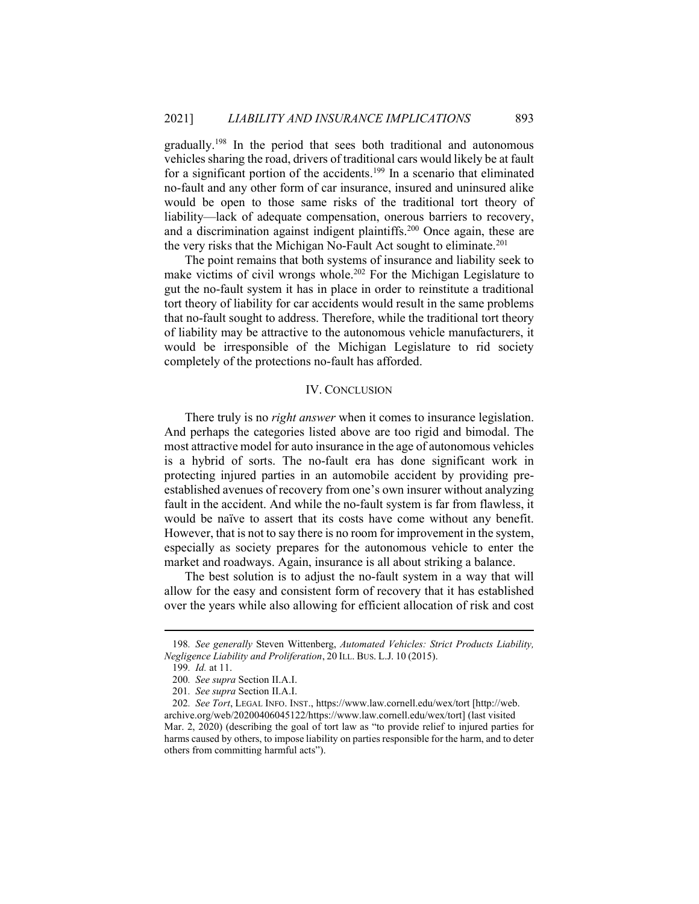gradually.[198] In the period that sees both traditional and autonomous vehicles sharing the road, drivers of traditional cars would likely be at fault for a significant portion of the accidents.[199] In a scenario that eliminated no-fault and any other form of car insurance, insured and uninsured alike would be open to those same risks of the traditional tort theory of liability—lack of adequate compensation, onerous barriers to recovery, and a discrimination against indigent plaintiffs.[200] Once again, these are the very risks that the Michigan No-Fault Act sought to eliminate.[201]

The point remains that both systems of insurance and liability seek to make victims of civil wrongs whole.[202] For the Michigan Legislature to gut the no-fault system it has in place in order to reinstitute a traditional tort theory of liability for car accidents would result in the same problems that no-fault sought to address. Therefore, while the traditional tort theory of liability may be attractive to the autonomous vehicle manufacturers, it would be irresponsible of the Michigan Legislature to rid society completely of the protections no-fault has afforded.

## IV. CONCLUSION

There truly is no *right answer* when it comes to insurance legislation. And perhaps the categories listed above are too rigid and bimodal. The most attractive model for auto insurance in the age of autonomous vehicles is a hybrid of sorts. The no-fault era has done significant work in protecting injured parties in an automobile accident by providing pre-established avenues of recovery from one's own insurer without analyzing fault in the accident. And while the no-fault system is far from flawless, it would be naïve to assert that its costs have come without any benefit. However, that is not to say there is no room for improvement in the system, especially as society prepares for the autonomous vehicle to enter the market and roadways. Again, insurance is all about striking a balance.

The best solution is to adjust the no-fault system in a way that will allow for the easy and consistent form of recovery that it has established over the years while also allowing for efficient allocation of risk and cost

---

198. *See generally* Steven Wittenberg, *Automated Vehicles: Strict Products Liability, Negligence Liability and Proliferation*, 20 ILL. BUS. L.J. 10 (2015).

199. *Id.* at 11.

200. *See supra* Section II.A.I.

201. *See supra* Section II.A.I.

202. *See Tort*, LEGAL INFO. INST., https://www.law.cornell.edu/wex/tort [http://web.archive.org/web/20200406045122/https://www.law.cornell.edu/wex/tort] (last visited Mar. 2, 2020) (describing the goal of tort law as "to provide relief to injured parties for harms caused by others, to impose liability on parties responsible for the harm, and to deter others from committing harmful acts").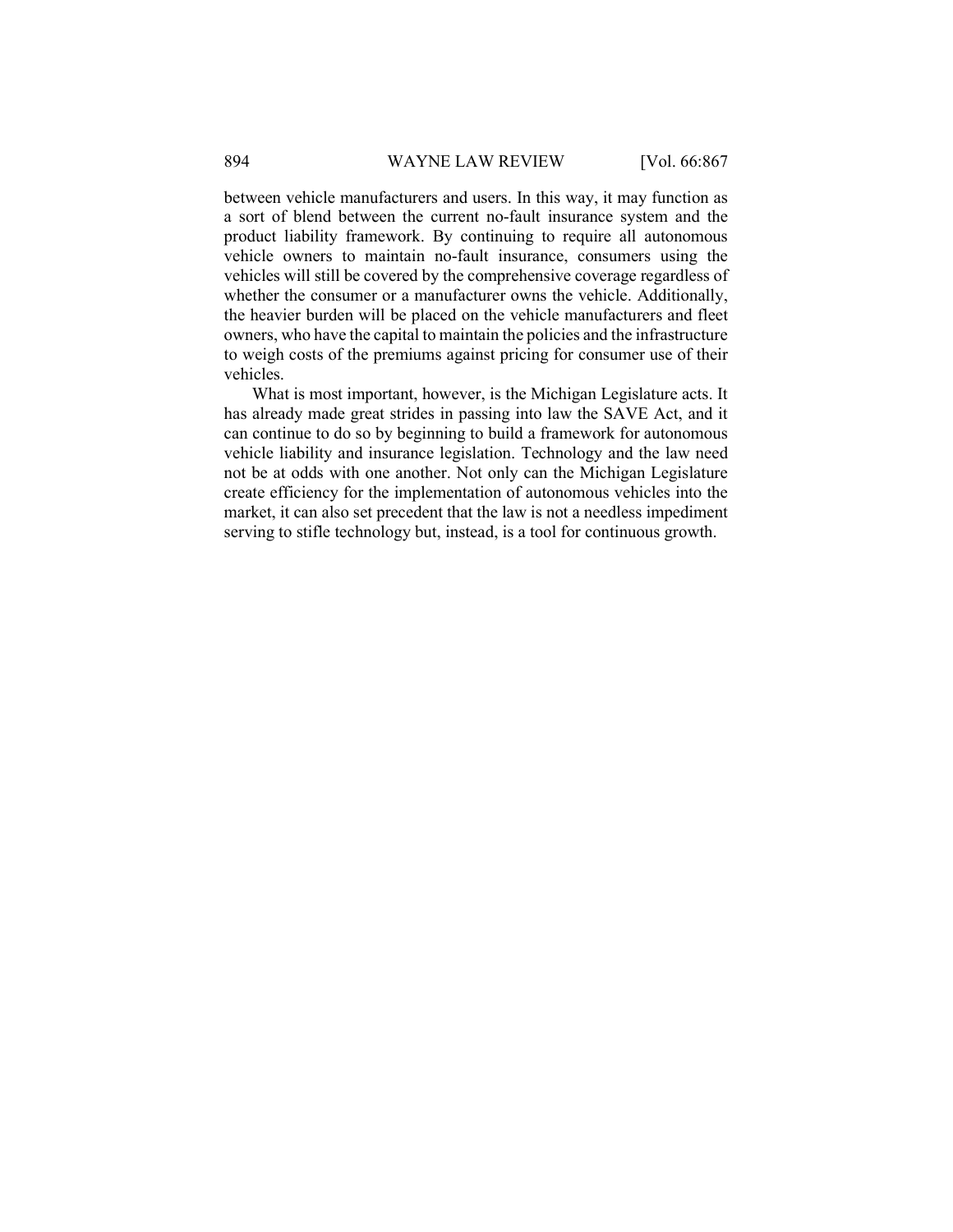between vehicle manufacturers and users. In this way, it may function as a sort of blend between the current no-fault insurance system and the product liability framework. By continuing to require all autonomous vehicle owners to maintain no-fault insurance, consumers using the vehicles will still be covered by the comprehensive coverage regardless of whether the consumer or a manufacturer owns the vehicle. Additionally, the heavier burden will be placed on the vehicle manufacturers and fleet owners, who have the capital to maintain the policies and the infrastructure to weigh costs of the premiums against pricing for consumer use of their vehicles.

What is most important, however, is the Michigan Legislature acts. It has already made great strides in passing into law the SAVE Act, and it can continue to do so by beginning to build a framework for autonomous vehicle liability and insurance legislation. Technology and the law need not be at odds with one another. Not only can the Michigan Legislature create efficiency for the implementation of autonomous vehicles into the market, it can also set precedent that the law is not a needless impediment serving to stifle technology but, instead, is a tool for continuous growth.